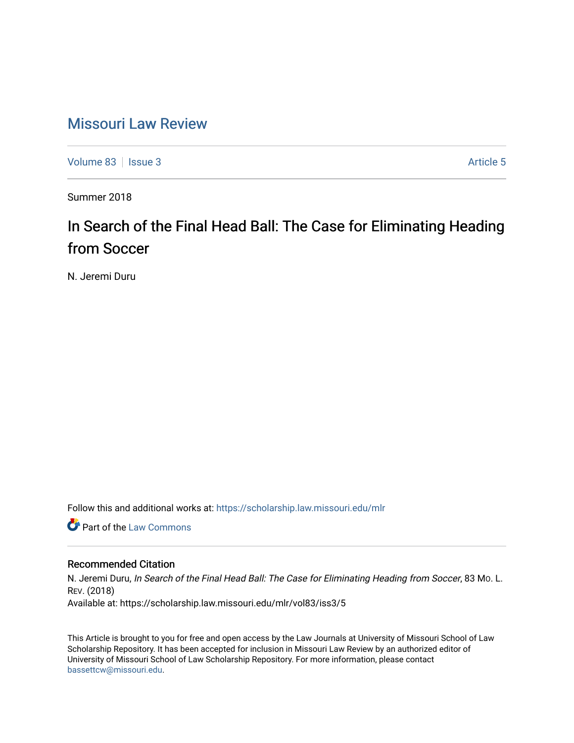# Missouri Law Review

Volume 83 | Issue 3 | Article 5

Summer 2018

## In Search of the Final Head Ball: The Case for Eliminating Heading from Soccer

N. Jeremi Duru

Follow this and additional works at: https://scholarship.law.missouri.edu/mlr

Part of the Law Commons

### Recommended Citation

N. Jeremi Duru, *In Search of the Final Head Ball: The Case for Eliminating Heading from Soccer*, 83 Mo. L. Rev. (2018)
Available at: https://scholarship.law.missouri.edu/mlr/vol83/iss3/5

This Article is brought to you for free and open access by the Law Journals at University of Missouri School of Law Scholarship Repository. It has been accepted for inclusion in Missouri Law Review by an authorized editor of University of Missouri School of Law Scholarship Repository. For more information, please contact bassettcw@missouri.edu.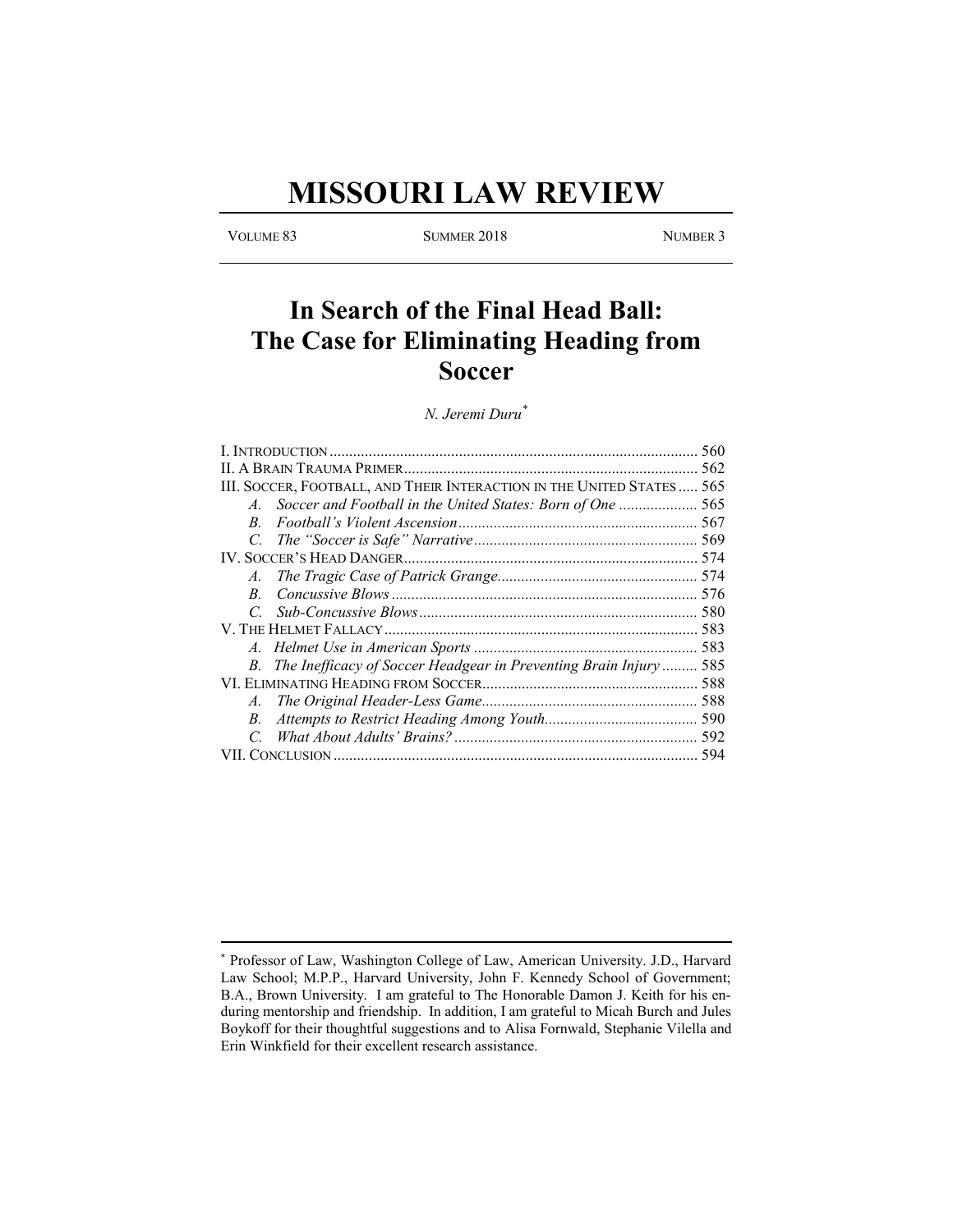# MISSOURI LAW REVIEW

VOLUME 83 SUMMER 2018 NUMBER 3

# In Search of the Final Head Ball: The Case for Eliminating Heading from Soccer

*N. Jeremi Duru*[*]

I. INTRODUCTION ........................................................................................... 560
II. A BRAIN TRAUMA PRIMER ......................................................................... 562
III. SOCCER, FOOTBALL, AND THEIR INTERACTION IN THE UNITED STATES ..... 565
- *A. Soccer and Football in the United States: Born of One* .................... 565
- *B. Football's Violent Ascension* ............................................................ 567
- *C. The "Soccer is Safe" Narrative* ......................................................... 569

IV. SOCCER'S HEAD DANGER ........................................................................... 574
- *A. The Tragic Case of Patrick Grange* .................................................. 574
- *B. Concussive Blows* ............................................................................. 576
- *C. Sub-Concussive Blows* ...................................................................... 580

V. THE HELMET FALLACY ................................................................................ 583
- *A. Helmet Use in American Sports* ......................................................... 583
- *B. The Inefficacy of Soccer Headgear in Preventing Brain Injury* ......... 585

VI. ELIMINATING HEADING FROM SOCCER ....................................................... 588
- *A. The Original Header-Less Game* ....................................................... 588
- *B. Attempts to Restrict Heading Among Youth* ....................................... 590
- *C. What About Adults' Brains?* .............................................................. 592

VII. CONCLUSION ............................................................................................ 594

---

[*] Professor of Law, Washington College of Law, American University. J.D., Harvard Law School; M.P.P., Harvard University, John F. Kennedy School of Government; B.A., Brown University. I am grateful to The Honorable Damon J. Keith for his enduring mentorship and friendship. In addition, I am grateful to Micah Burch and Jules Boykoff for their thoughtful suggestions and to Alisa Fornwald, Stephanie Vilella and Erin Winkfield for their excellent research assistance.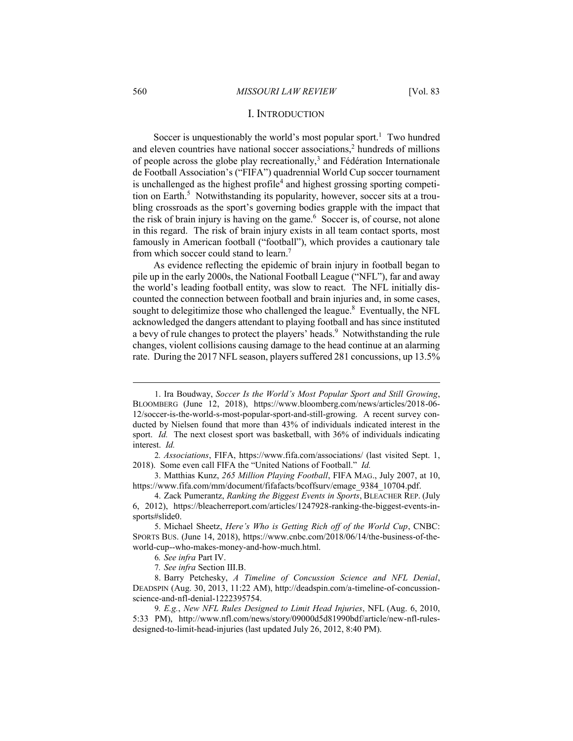## I. INTRODUCTION

Soccer is unquestionably the world's most popular sport.[1] Two hundred and eleven countries have national soccer associations,[2] hundreds of millions of people across the globe play recreationally,[3] and Fédération Internationale de Football Association's ("FIFA") quadrennial World Cup soccer tournament is unchallenged as the highest profile[4] and highest grossing sporting competition on Earth.[5] Notwithstanding its popularity, however, soccer sits at a troubling crossroads as the sport's governing bodies grapple with the impact that the risk of brain injury is having on the game.[6] Soccer is, of course, not alone in this regard. The risk of brain injury exists in all team contact sports, most famously in American football ("football"), which provides a cautionary tale from which soccer could stand to learn.[7]

As evidence reflecting the epidemic of brain injury in football began to pile up in the early 2000s, the National Football League ("NFL"), far and away the world's leading football entity, was slow to react. The NFL initially discounted the connection between football and brain injuries and, in some cases, sought to delegitimize those who challenged the league.[8] Eventually, the NFL acknowledged the dangers attendant to playing football and has since instituted a bevy of rule changes to protect the players' heads.[9] Notwithstanding the rule changes, violent collisions causing damage to the head continue at an alarming rate. During the 2017 NFL season, players suffered 281 concussions, up 13.5%

---

1. Ira Boudway, *Soccer Is the World's Most Popular Sport and Still Growing*, BLOOMBERG (June 12, 2018), https://www.bloomberg.com/news/articles/2018-06-12/soccer-is-the-world-s-most-popular-sport-and-still-growing. A recent survey conducted by Nielsen found that more than 43% of individuals indicated interest in the sport. *Id.* The next closest sport was basketball, with 36% of individuals indicating interest. *Id.*

2. *Associations*, FIFA, https://www.fifa.com/associations/ (last visited Sept. 1, 2018). Some even call FIFA the "United Nations of Football." *Id.*

3. Matthias Kunz, *265 Million Playing Football*, FIFA MAG., July 2007, at 10, https://www.fifa.com/mm/document/fifafacts/bcoffsurv/emage_9384_10704.pdf.

4. Zack Pumerantz, *Ranking the Biggest Events in Sports*, BLEACHER REP. (July 6, 2012), https://bleacherreport.com/articles/1247928-ranking-the-biggest-events-in-sports#slide0.

5. Michael Sheetz, *Here's Who is Getting Rich off of the World Cup*, CNBC: SPORTS BUS. (June 14, 2018), https://www.cnbc.com/2018/06/14/the-business-of-the-world-cup--who-makes-money-and-how-much.html.

6. *See infra* Part IV.

7. *See infra* Section III.B.

8. Barry Petchesky, *A Timeline of Concussion Science and NFL Denial*, DEADSPIN (Aug. 30, 2013, 11:22 AM), http://deadspin.com/a-timeline-of-concussion-science-and-nfl-denial-1222395754.

9. *E.g.*, *New NFL Rules Designed to Limit Head Injuries*, NFL (Aug. 6, 2010, 5:33 PM), http://www.nfl.com/news/story/09000d5d81990bdf/article/new-nfl-rules-designed-to-limit-head-injuries (last updated July 26, 2012, 8:40 PM).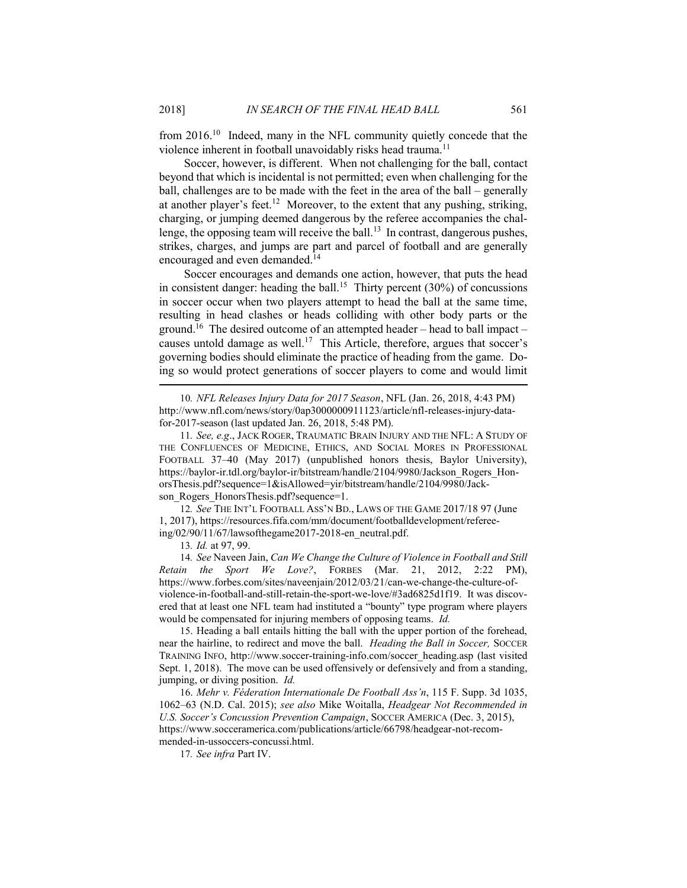from 2016.[10] Indeed, many in the NFL community quietly concede that the violence inherent in football unavoidably risks head trauma.[11]

Soccer, however, is different. When not challenging for the ball, contact beyond that which is incidental is not permitted; even when challenging for the ball, challenges are to be made with the feet in the area of the ball – generally at another player's feet.[12] Moreover, to the extent that any pushing, striking, charging, or jumping deemed dangerous by the referee accompanies the challenge, the opposing team will receive the ball.[13] In contrast, dangerous pushes, strikes, charges, and jumps are part and parcel of football and are generally encouraged and even demanded.[14]

Soccer encourages and demands one action, however, that puts the head in consistent danger: heading the ball.[15] Thirty percent (30%) of concussions in soccer occur when two players attempt to head the ball at the same time, resulting in head clashes or heads colliding with other body parts or the ground.[16] The desired outcome of an attempted header – head to ball impact – causes untold damage as well.[17] This Article, therefore, argues that soccer's governing bodies should eliminate the practice of heading from the game. Doing so would protect generations of soccer players to come and would limit

---

10. *NFL Releases Injury Data for 2017 Season*, NFL (Jan. 26, 2018, 4:43 PM) http://www.nfl.com/news/story/0ap3000000911123/article/nfl-releases-injury-data-for-2017-season (last updated Jan. 26, 2018, 5:48 PM).

11. *See, e.g*., JACK ROGER, TRAUMATIC BRAIN INJURY AND THE NFL: A STUDY OF THE CONFLUENCES OF MEDICINE, ETHICS, AND SOCIAL MORES IN PROFESSIONAL FOOTBALL 37–40 (May 2017) (unpublished honors thesis, Baylor University), https://baylor-ir.tdl.org/baylor-ir/bitstream/handle/2104/9980/Jackson_Rogers_HonorsThesis.pdf?sequence=1&isAllowed=yir/bitstream/handle/2104/9980/Jackson_Rogers_HonorsThesis.pdf?sequence=1.

12. *See* THE INT'L FOOTBALL ASS'N BD., LAWS OF THE GAME 2017/18 97 (June 1, 2017), https://resources.fifa.com/mm/document/footballdevelopment/refereeing/02/90/11/67/lawsofthegame2017-2018-en_neutral.pdf.

13. *Id.* at 97, 99.

14. *See* Naveen Jain, *Can We Change the Culture of Violence in Football and Still Retain the Sport We Love?*, FORBES (Mar. 21, 2012, 2:22 PM), https://www.forbes.com/sites/naveenjain/2012/03/21/can-we-change-the-culture-of-violence-in-football-and-still-retain-the-sport-we-love/#3ad6825d1f19. It was discovered that at least one NFL team had instituted a "bounty" type program where players would be compensated for injuring members of opposing teams. *Id.*

15. Heading a ball entails hitting the ball with the upper portion of the forehead, near the hairline, to redirect and move the ball. *Heading the Ball in Soccer,* SOCCER TRAINING INFO, http://www.soccer-training-info.com/soccer_heading.asp (last visited Sept. 1, 2018). The move can be used offensively or defensively and from a standing, jumping, or diving position. *Id.*

16. *Mehr v. Féderation Internationale De Football Ass'n*, 115 F. Supp. 3d 1035, 1062–63 (N.D. Cal. 2015); *see also* Mike Woitalla, *Headgear Not Recommended in U.S. Soccer's Concussion Prevention Campaign*, SOCCER AMERICA (Dec. 3, 2015), https://www.socceramerica.com/publications/article/66798/headgear-not-recommended-in-ussoccers-concussi.html.

17. *See infra* Part IV.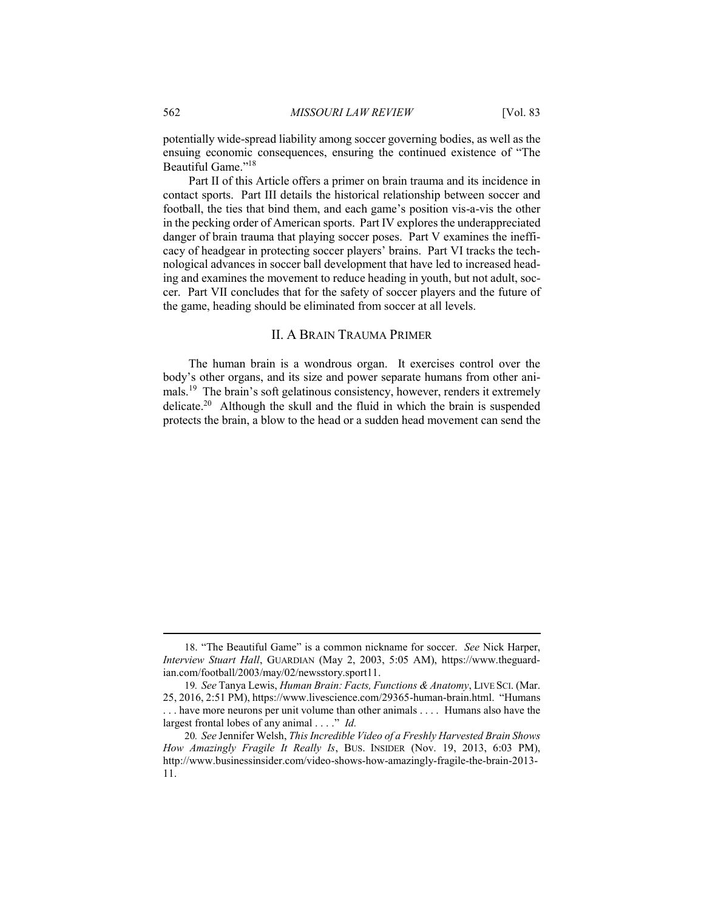potentially wide-spread liability among soccer governing bodies, as well as the ensuing economic consequences, ensuring the continued existence of "The Beautiful Game."[18]

Part II of this Article offers a primer on brain trauma and its incidence in contact sports. Part III details the historical relationship between soccer and football, the ties that bind them, and each game's position vis-a-vis the other in the pecking order of American sports. Part IV explores the underappreciated danger of brain trauma that playing soccer poses. Part V examines the inefficacy of headgear in protecting soccer players' brains. Part VI tracks the technological advances in soccer ball development that have led to increased heading and examines the movement to reduce heading in youth, but not adult, soccer. Part VII concludes that for the safety of soccer players and the future of the game, heading should be eliminated from soccer at all levels.

## II. A BRAIN TRAUMA PRIMER

The human brain is a wondrous organ. It exercises control over the body's other organs, and its size and power separate humans from other animals.[19] The brain's soft gelatinous consistency, however, renders it extremely delicate.[20] Although the skull and the fluid in which the brain is suspended protects the brain, a blow to the head or a sudden head movement can send the

---

18. "The Beautiful Game" is a common nickname for soccer. *See* Nick Harper, *Interview Stuart Hall*, GUARDIAN (May 2, 2003, 5:05 AM), https://www.theguardian.com/football/2003/may/02/newsstory.sport11.

19. *See* Tanya Lewis, *Human Brain: Facts, Functions & Anatomy*, LIVE SCI. (Mar. 25, 2016, 2:51 PM), https://www.livescience.com/29365-human-brain.html. "Humans . . . have more neurons per unit volume than other animals . . . . Humans also have the largest frontal lobes of any animal . . . ." *Id.*

20. *See* Jennifer Welsh, *This Incredible Video of a Freshly Harvested Brain Shows How Amazingly Fragile It Really Is*, BUS. INSIDER (Nov. 19, 2013, 6:03 PM), http://www.businessinsider.com/video-shows-how-amazingly-fragile-the-brain-2013-11.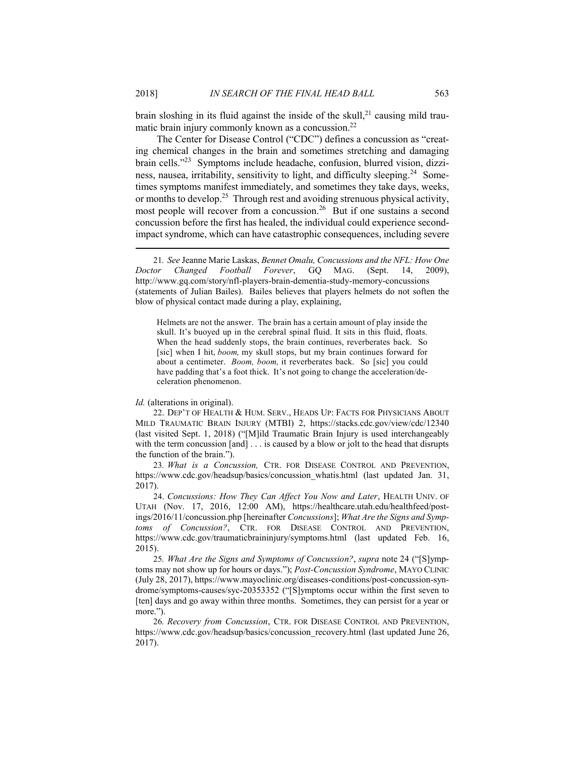brain sloshing in its fluid against the inside of the skull,[21] causing mild traumatic brain injury commonly known as a concussion.[22]

The Center for Disease Control ("CDC") defines a concussion as "creating chemical changes in the brain and sometimes stretching and damaging brain cells."[23] Symptoms include headache, confusion, blurred vision, dizziness, nausea, irritability, sensitivity to light, and difficulty sleeping.[24] Sometimes symptoms manifest immediately, and sometimes they take days, weeks, or months to develop.[25] Through rest and avoiding strenuous physical activity, most people will recover from a concussion.[26] But if one sustains a second concussion before the first has healed, the individual could experience second-impact syndrome, which can have catastrophic consequences, including severe

---

21. *See* Jeanne Marie Laskas, *Bennet Omalu, Concussions and the NFL: How One Doctor Changed Football Forever*, GQ MAG. (Sept. 14, 2009), http://www.gq.com/story/nfl-players-brain-dementia-study-memory-concussions (statements of Julian Bailes). Bailes believes that players helmets do not soften the blow of physical contact made during a play, explaining,

> Helmets are not the answer. The brain has a certain amount of play inside the skull. It's buoyed up in the cerebral spinal fluid. It sits in this fluid, floats. When the head suddenly stops, the brain continues, reverberates back. So [sic] when I hit, *boom,* my skull stops, but my brain continues forward for about a centimeter. *Boom, boom,* it reverberates back. So [sic] you could have padding that's a foot thick. It's not going to change the acceleration/deceleration phenomenon.

*Id.* (alterations in original).

22. DEP'T OF HEALTH & HUM. SERV., HEADS UP: FACTS FOR PHYSICIANS ABOUT MILD TRAUMATIC BRAIN INJURY (MTBI) 2, https://stacks.cdc.gov/view/cdc/12340 (last visited Sept. 1, 2018) ("[M]ild Traumatic Brain Injury is used interchangeably with the term concussion [and] . . . is caused by a blow or jolt to the head that disrupts the function of the brain.").

23. *What is a Concussion,* CTR. FOR DISEASE CONTROL AND PREVENTION, https://www.cdc.gov/headsup/basics/concussion_whatis.html (last updated Jan. 31, 2017).

24. *Concussions: How They Can Affect You Now and Later*, HEALTH UNIV. OF UTAH (Nov. 17, 2016, 12:00 AM), https://healthcare.utah.edu/healthfeed/postings/2016/11/concussion.php [hereinafter *Concussions*]; *What Are the Signs and Symptoms of Concussion?*, CTR. FOR DISEASE CONTROL AND PREVENTION, https://www.cdc.gov/traumaticbraininjury/symptoms.html (last updated Feb. 16, 2015).

25. *What Are the Signs and Symptoms of Concussion?*, *supra* note 24 ("[S]ymptoms may not show up for hours or days."); *Post-Concussion Syndrome*, MAYO CLINIC (July 28, 2017), https://www.mayoclinic.org/diseases-conditions/post-concussion-syndrome/symptoms-causes/syc-20353352 ("[S]ymptoms occur within the first seven to [ten] days and go away within three months. Sometimes, they can persist for a year or more.").

26. *Recovery from Concussion*, CTR. FOR DISEASE CONTROL AND PREVENTION, https://www.cdc.gov/headsup/basics/concussion_recovery.html (last updated June 26, 2017).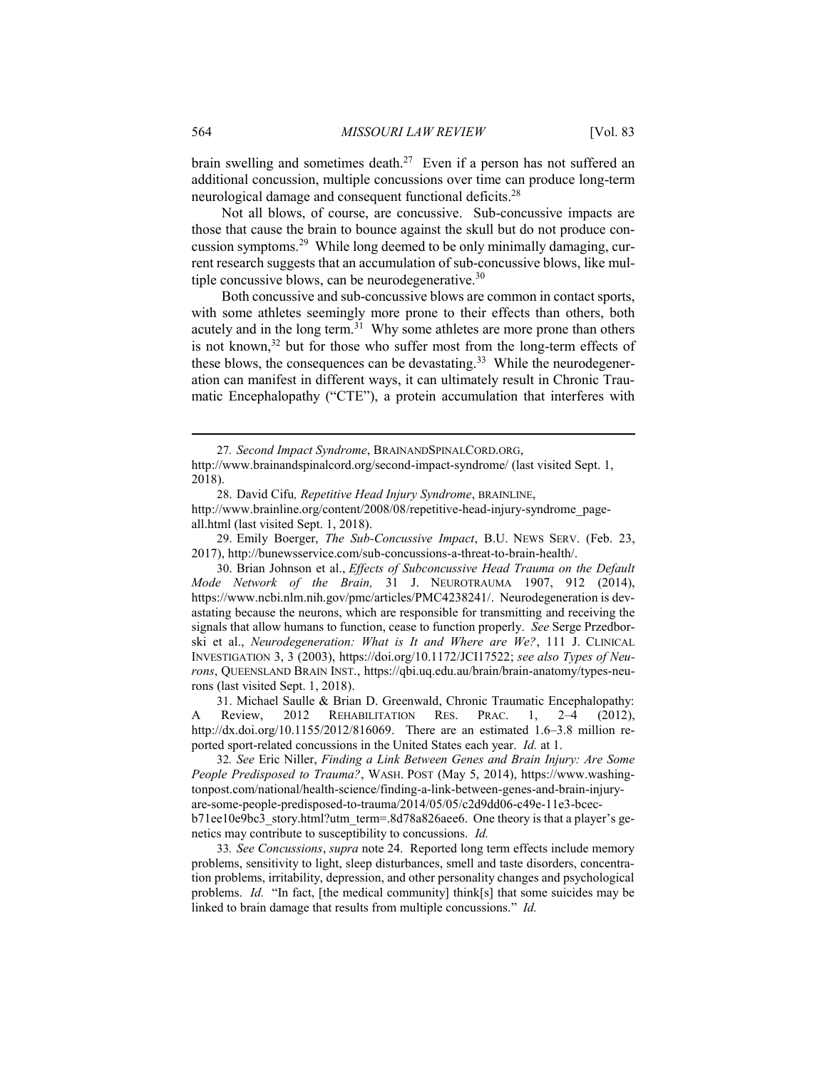brain swelling and sometimes death.[27] Even if a person has not suffered an additional concussion, multiple concussions over time can produce long-term neurological damage and consequent functional deficits.[28]

Not all blows, of course, are concussive. Sub-concussive impacts are those that cause the brain to bounce against the skull but do not produce concussion symptoms.[29] While long deemed to be only minimally damaging, current research suggests that an accumulation of sub-concussive blows, like multiple concussive blows, can be neurodegenerative.[30]

Both concussive and sub-concussive blows are common in contact sports, with some athletes seemingly more prone to their effects than others, both acutely and in the long term.[31] Why some athletes are more prone than others is not known,[32] but for those who suffer most from the long-term effects of these blows, the consequences can be devastating.[33] While the neurodegeneration can manifest in different ways, it can ultimately result in Chronic Traumatic Encephalopathy ("CTE"), a protein accumulation that interferes with

---

27. *Second Impact Syndrome*, BRAINANDSPINALCORD.ORG, http://www.brainandspinalcord.org/second-impact-syndrome/ (last visited Sept. 1, 2018).

28. David Cifu*, Repetitive Head Injury Syndrome*, BRAINLINE, http://www.brainline.org/content/2008/08/repetitive-head-injury-syndrome_page-all.html (last visited Sept. 1, 2018).

29. Emily Boerger, *The Sub-Concussive Impact*, B.U. NEWS SERV. (Feb. 23, 2017), http://bunewsservice.com/sub-concussions-a-threat-to-brain-health/.

30. Brian Johnson et al., *Effects of Subconcussive Head Trauma on the Default Mode Network of the Brain,* 31 J. NEUROTRAUMA 1907, 912 (2014), https://www.ncbi.nlm.nih.gov/pmc/articles/PMC4238241/. Neurodegeneration is devastating because the neurons, which are responsible for transmitting and receiving the signals that allow humans to function, cease to function properly. *See* Serge Przedborski et al., *Neurodegeneration: What is It and Where are We?*, 111 J. CLINICAL INVESTIGATION 3, 3 (2003), https://doi.org/10.1172/JCI17522; *see also Types of Neurons*, QUEENSLAND BRAIN INST., https://qbi.uq.edu.au/brain/brain-anatomy/types-neurons (last visited Sept. 1, 2018).

31. Michael Saulle & Brian D. Greenwald, Chronic Traumatic Encephalopathy: A Review, 2012 REHABILITATION RES. PRAC. 1, 2–4 (2012), http://dx.doi.org/10.1155/2012/816069. There are an estimated 1.6–3.8 million reported sport-related concussions in the United States each year. *Id.* at 1.

32. *See* Eric Niller, *Finding a Link Between Genes and Brain Injury: Are Some People Predisposed to Trauma?*, WASH. POST (May 5, 2014), https://www.washingtonpost.com/national/health-science/finding-a-link-between-genes-and-brain-injury-are-some-people-predisposed-to-trauma/2014/05/05/c2d9dd06-c49e-11e3-bcec-b71ee10e9bc3_story.html?utm_term=.8d78a826aee6. One theory is that a player's genetics may contribute to susceptibility to concussions. *Id.*

33. *See Concussions*, *supra* note 24. Reported long term effects include memory problems, sensitivity to light, sleep disturbances, smell and taste disorders, concentration problems, irritability, depression, and other personality changes and psychological problems. *Id.* "In fact, [the medical community] think[s] that some suicides may be linked to brain damage that results from multiple concussions." *Id.*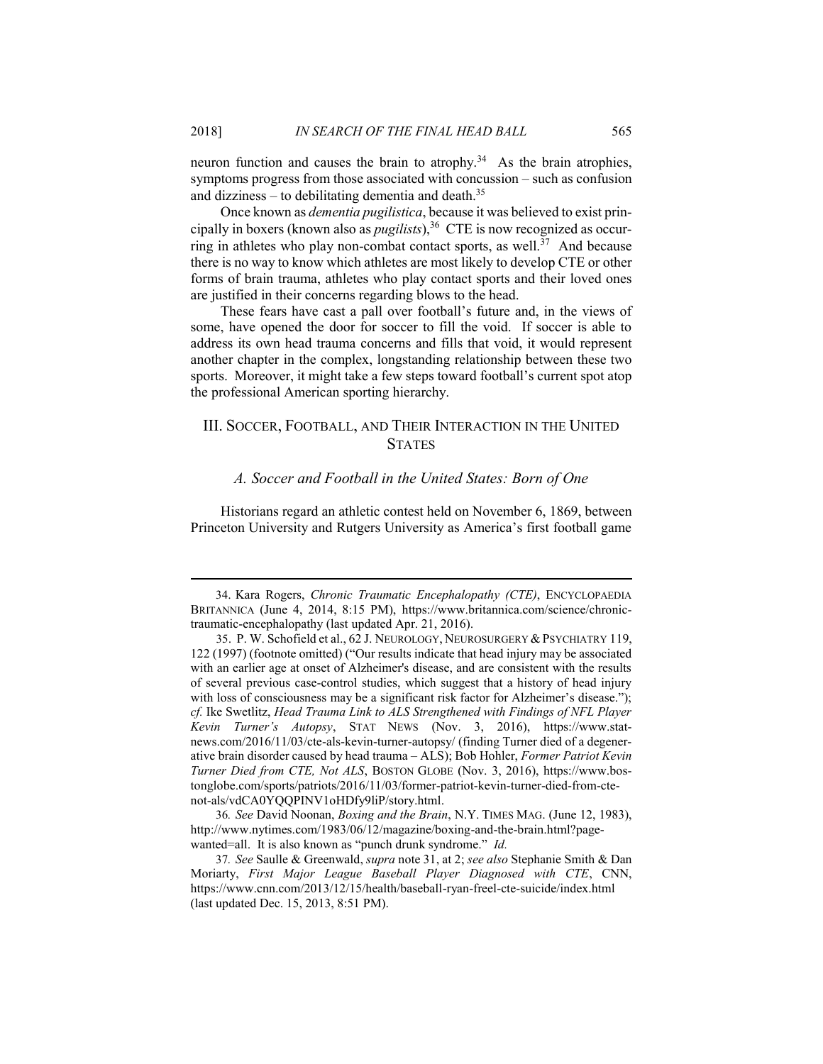neuron function and causes the brain to atrophy.[34] As the brain atrophies, symptoms progress from those associated with concussion – such as confusion and dizziness – to debilitating dementia and death.[35]

Once known as *dementia pugilistica*, because it was believed to exist principally in boxers (known also as *pugilists*),[36] CTE is now recognized as occurring in athletes who play non-combat contact sports, as well.[37] And because there is no way to know which athletes are most likely to develop CTE or other forms of brain trauma, athletes who play contact sports and their loved ones are justified in their concerns regarding blows to the head.

These fears have cast a pall over football's future and, in the views of some, have opened the door for soccer to fill the void. If soccer is able to address its own head trauma concerns and fills that void, it would represent another chapter in the complex, longstanding relationship between these two sports. Moreover, it might take a few steps toward football's current spot atop the professional American sporting hierarchy.

## III. Soccer, Football, and Their Interaction in the United States

### *A. Soccer and Football in the United States: Born of One*

Historians regard an athletic contest held on November 6, 1869, between Princeton University and Rutgers University as America's first football game

---

34. Kara Rogers, *Chronic Traumatic Encephalopathy (CTE)*, ENCYCLOPAEDIA BRITANNICA (June 4, 2014, 8:15 PM), https://www.britannica.com/science/chronic-traumatic-encephalopathy (last updated Apr. 21, 2016).

35. P. W. Schofield et al., 62 J. NEUROLOGY, NEUROSURGERY & PSYCHIATRY 119, 122 (1997) (footnote omitted) ("Our results indicate that head injury may be associated with an earlier age at onset of Alzheimer's disease, and are consistent with the results of several previous case-control studies, which suggest that a history of head injury with loss of consciousness may be a significant risk factor for Alzheimer's disease."); *cf.* Ike Swetlitz, *Head Trauma Link to ALS Strengthened with Findings of NFL Player Kevin Turner's Autopsy*, STAT NEWS (Nov. 3, 2016), https://www.statnews.com/2016/11/03/cte-als-kevin-turner-autopsy/ (finding Turner died of a degenerative brain disorder caused by head trauma – ALS); Bob Hohler, *Former Patriot Kevin Turner Died from CTE, Not ALS*, BOSTON GLOBE (Nov. 3, 2016), https://www.bostonglobe.com/sports/patriots/2016/11/03/former-patriot-kevin-turner-died-from-cte-not-als/vdCA0YQQPINV1oHDfy9liP/story.html.

36. *See* David Noonan, *Boxing and the Brain*, N.Y. TIMES MAG. (June 12, 1983), http://www.nytimes.com/1983/06/12/magazine/boxing-and-the-brain.html?pagewanted=all. It is also known as "punch drunk syndrome." *Id.*

37. *See* Saulle & Greenwald, *supra* note 31, at 2; *see also* Stephanie Smith & Dan Moriarty, *First Major League Baseball Player Diagnosed with CTE*, CNN, https://www.cnn.com/2013/12/15/health/baseball-ryan-freel-cte-suicide/index.html (last updated Dec. 15, 2013, 8:51 PM).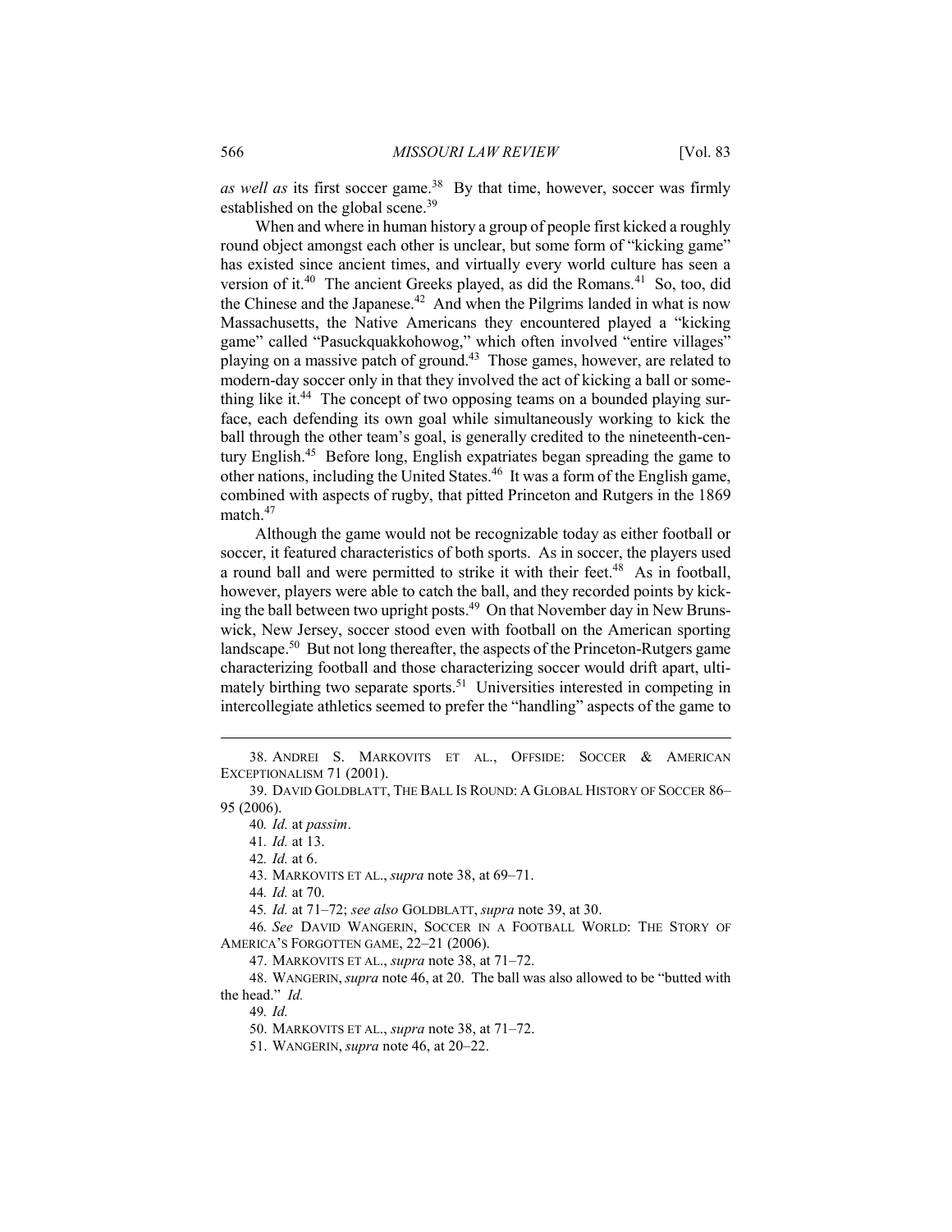*as well as* its first soccer game.[38] By that time, however, soccer was firmly established on the global scene.[39]

When and where in human history a group of people first kicked a roughly round object amongst each other is unclear, but some form of "kicking game" has existed since ancient times, and virtually every world culture has seen a version of it.[40] The ancient Greeks played, as did the Romans.[41] So, too, did the Chinese and the Japanese.[42] And when the Pilgrims landed in what is now Massachusetts, the Native Americans they encountered played a "kicking game" called "Pasuckquakkohowog," which often involved "entire villages" playing on a massive patch of ground.[43] Those games, however, are related to modern-day soccer only in that they involved the act of kicking a ball or something like it.[44] The concept of two opposing teams on a bounded playing surface, each defending its own goal while simultaneously working to kick the ball through the other team's goal, is generally credited to the nineteenth-century English.[45] Before long, English expatriates began spreading the game to other nations, including the United States.[46] It was a form of the English game, combined with aspects of rugby, that pitted Princeton and Rutgers in the 1869 match.[47]

Although the game would not be recognizable today as either football or soccer, it featured characteristics of both sports. As in soccer, the players used a round ball and were permitted to strike it with their feet.[48] As in football, however, players were able to catch the ball, and they recorded points by kicking the ball between two upright posts.[49] On that November day in New Brunswick, New Jersey, soccer stood even with football on the American sporting landscape.[50] But not long thereafter, the aspects of the Princeton-Rutgers game characterizing football and those characterizing soccer would drift apart, ultimately birthing two separate sports.[51] Universities interested in competing in intercollegiate athletics seemed to prefer the "handling" aspects of the game to

---

38. ANDREI S. MARKOVITS ET AL., OFFSIDE: SOCCER & AMERICAN EXCEPTIONALISM 71 (2001).

39. DAVID GOLDBLATT, THE BALL IS ROUND: A GLOBAL HISTORY OF SOCCER 86–95 (2006).

40. *Id.* at *passim*.

41. *Id.* at 13.

42. *Id.* at 6.

43. MARKOVITS ET AL., *supra* note 38, at 69–71.

44. *Id.* at 70.

45. *Id.* at 71–72; *see also* GOLDBLATT, *supra* note 39, at 30.

46. *See* DAVID WANGERIN, SOCCER IN A FOOTBALL WORLD: THE STORY OF AMERICA'S FORGOTTEN GAME, 22–21 (2006).

47. MARKOVITS ET AL., *supra* note 38, at 71–72.

48. WANGERIN, *supra* note 46, at 20. The ball was also allowed to be "butted with the head." *Id.*

49. *Id.*

50. MARKOVITS ET AL., *supra* note 38, at 71–72.

51. WANGERIN, *supra* note 46, at 20–22.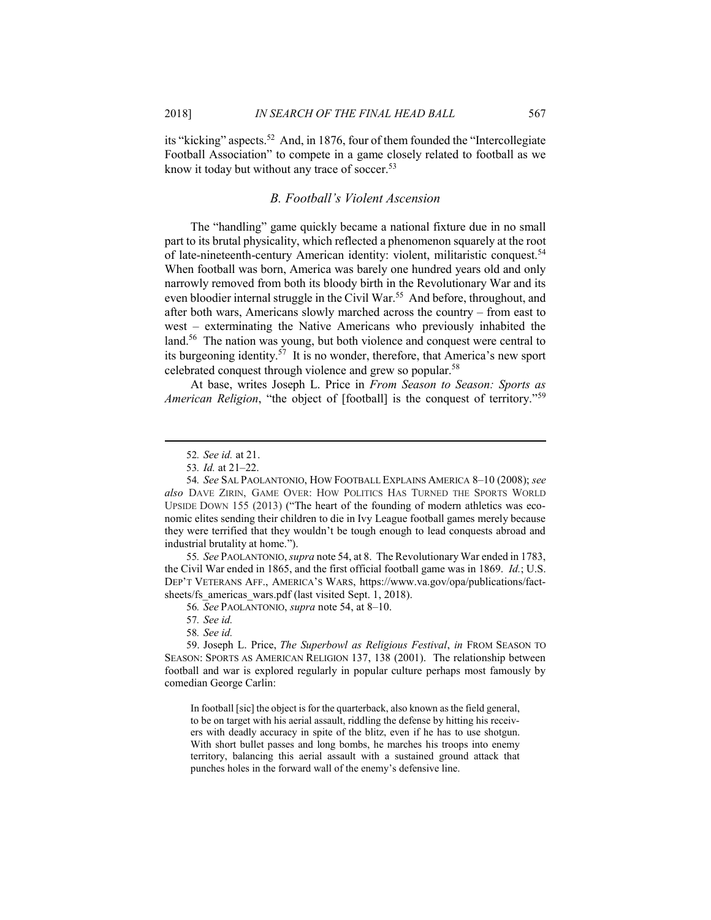its "kicking" aspects.[52] And, in 1876, four of them founded the "Intercollegiate Football Association" to compete in a game closely related to football as we know it today but without any trace of soccer.[53]

### *B. Football's Violent Ascension*

The "handling" game quickly became a national fixture due in no small part to its brutal physicality, which reflected a phenomenon squarely at the root of late-nineteenth-century American identity: violent, militaristic conquest.[54] When football was born, America was barely one hundred years old and only narrowly removed from both its bloody birth in the Revolutionary War and its even bloodier internal struggle in the Civil War.[55] And before, throughout, and after both wars, Americans slowly marched across the country – from east to west – exterminating the Native Americans who previously inhabited the land.[56] The nation was young, but both violence and conquest were central to its burgeoning identity.[57] It is no wonder, therefore, that America's new sport celebrated conquest through violence and grew so popular.[58]

At base, writes Joseph L. Price in *From Season to Season: Sports as American Religion*, "the object of [football] is the conquest of territory."[59]

---

52. *See id.* at 21.

53. *Id.* at 21–22.

54. *See* SAL PAOLANTONIO, HOW FOOTBALL EXPLAINS AMERICA 8–10 (2008); *see also* DAVE ZIRIN, GAME OVER: HOW POLITICS HAS TURNED THE SPORTS WORLD UPSIDE DOWN 155 (2013) ("The heart of the founding of modern athletics was economic elites sending their children to die in Ivy League football games merely because they were terrified that they wouldn't be tough enough to lead conquests abroad and industrial brutality at home.").

55. *See* PAOLANTONIO, *supra* note 54, at 8. The Revolutionary War ended in 1783, the Civil War ended in 1865, and the first official football game was in 1869. *Id.*; U.S. DEP'T VETERANS AFF., AMERICA'S WARS, https://www.va.gov/opa/publications/factsheets/fs_americas_wars.pdf (last visited Sept. 1, 2018).

56. *See* PAOLANTONIO, *supra* note 54, at 8–10.

57. *See id.*

58. *See id.*

59. Joseph L. Price, *The Superbowl as Religious Festival*, *in* FROM SEASON TO SEASON: SPORTS AS AMERICAN RELIGION 137, 138 (2001). The relationship between football and war is explored regularly in popular culture perhaps most famously by comedian George Carlin:

> In football [sic] the object is for the quarterback, also known as the field general, to be on target with his aerial assault, riddling the defense by hitting his receivers with deadly accuracy in spite of the blitz, even if he has to use shotgun. With short bullet passes and long bombs, he marches his troops into enemy territory, balancing this aerial assault with a sustained ground attack that punches holes in the forward wall of the enemy's defensive line.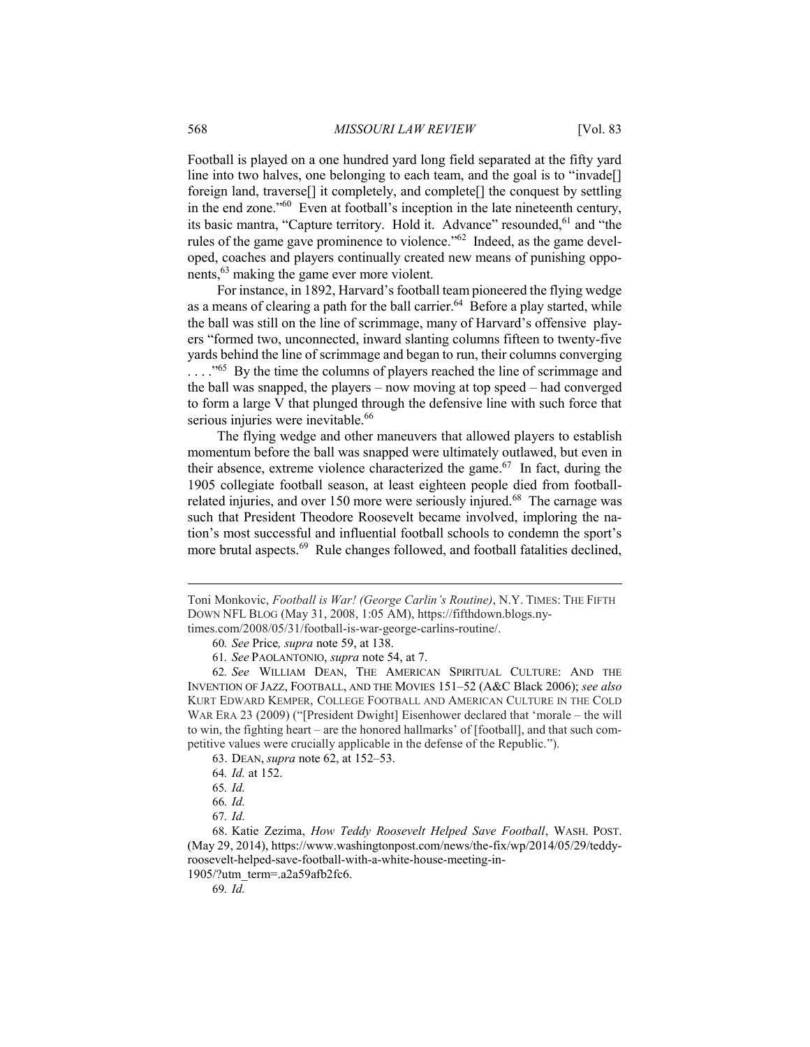Football is played on a one hundred yard long field separated at the fifty yard line into two halves, one belonging to each team, and the goal is to "invade[] foreign land, traverse[] it completely, and complete[] the conquest by settling in the end zone."[60] Even at football's inception in the late nineteenth century, its basic mantra, "Capture territory. Hold it. Advance" resounded,[61] and "the rules of the game gave prominence to violence."[62] Indeed, as the game developed, coaches and players continually created new means of punishing opponents,[63] making the game ever more violent.

For instance, in 1892, Harvard's football team pioneered the flying wedge as a means of clearing a path for the ball carrier.[64] Before a play started, while the ball was still on the line of scrimmage, many of Harvard's offensive players "formed two, unconnected, inward slanting columns fifteen to twenty-five yards behind the line of scrimmage and began to run, their columns converging . . . ."[65] By the time the columns of players reached the line of scrimmage and the ball was snapped, the players – now moving at top speed – had converged to form a large V that plunged through the defensive line with such force that serious injuries were inevitable.[66]

The flying wedge and other maneuvers that allowed players to establish momentum before the ball was snapped were ultimately outlawed, but even in their absence, extreme violence characterized the game.[67] In fact, during the 1905 collegiate football season, at least eighteen people died from football-related injuries, and over 150 more were seriously injured.[68] The carnage was such that President Theodore Roosevelt became involved, imploring the nation's most successful and influential football schools to condemn the sport's more brutal aspects.[69] Rule changes followed, and football fatalities declined,

---

Toni Monkovic, *Football is War! (George Carlin's Routine)*, N.Y. TIMES: THE FIFTH DOWN NFL BLOG (May 31, 2008, 1:05 AM), https://fifthdown.blogs.nytimes.com/2008/05/31/football-is-war-george-carlins-routine/.

60. *See* Price*, supra* note 59, at 138.

61. *See* PAOLANTONIO, *supra* note 54, at 7.

62. *See* WILLIAM DEAN, THE AMERICAN SPIRITUAL CULTURE: AND THE INVENTION OF JAZZ, FOOTBALL, AND THE MOVIES 151–52 (A&C Black 2006); *see also* KURT EDWARD KEMPER, COLLEGE FOOTBALL AND AMERICAN CULTURE IN THE COLD WAR ERA 23 (2009) ("[President Dwight] Eisenhower declared that 'morale – the will to win, the fighting heart – are the honored hallmarks' of [football], and that such competitive values were crucially applicable in the defense of the Republic.").

63. DEAN, *supra* note 62, at 152–53.

64. *Id.* at 152.

65. *Id.*

66. *Id.*

67. *Id.*

68. Katie Zezima, *How Teddy Roosevelt Helped Save Football*, WASH. POST. (May 29, 2014), https://www.washingtonpost.com/news/the-fix/wp/2014/05/29/teddy-roosevelt-helped-save-football-with-a-white-house-meeting-in-1905/?utm_term=.a2a59afb2fc6.

69. *Id.*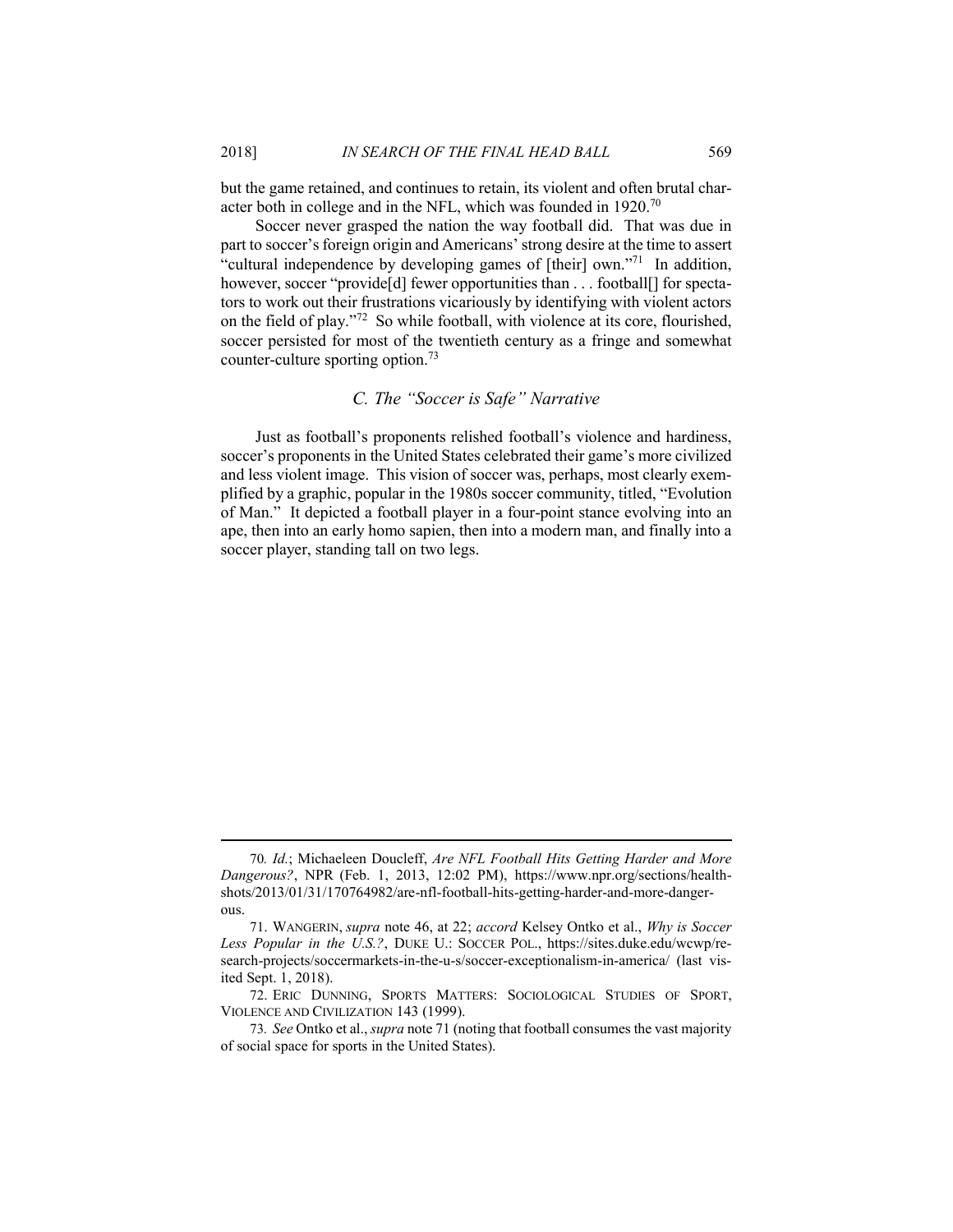but the game retained, and continues to retain, its violent and often brutal character both in college and in the NFL, which was founded in 1920.[70]

Soccer never grasped the nation the way football did. That was due in part to soccer's foreign origin and Americans' strong desire at the time to assert "cultural independence by developing games of [their] own."[71] In addition, however, soccer "provide[d] fewer opportunities than . . . football[] for spectators to work out their frustrations vicariously by identifying with violent actors on the field of play."[72] So while football, with violence at its core, flourished, soccer persisted for most of the twentieth century as a fringe and somewhat counter-culture sporting option.[73]

### *C. The "Soccer is Safe" Narrative*

Just as football's proponents relished football's violence and hardiness, soccer's proponents in the United States celebrated their game's more civilized and less violent image. This vision of soccer was, perhaps, most clearly exemplified by a graphic, popular in the 1980s soccer community, titled, "Evolution of Man." It depicted a football player in a four-point stance evolving into an ape, then into an early homo sapien, then into a modern man, and finally into a soccer player, standing tall on two legs.

---

70. *Id.*; Michaeleen Doucleff, *Are NFL Football Hits Getting Harder and More Dangerous?*, NPR (Feb. 1, 2013, 12:02 PM), https://www.npr.org/sections/health-shots/2013/01/31/170764982/are-nfl-football-hits-getting-harder-and-more-dangerous.

71. WANGERIN, *supra* note 46, at 22; *accord* Kelsey Ontko et al., *Why is Soccer Less Popular in the U.S.?*, DUKE U.: SOCCER POL., https://sites.duke.edu/wcwp/research-projects/soccermarkets-in-the-u-s/soccer-exceptionalism-in-america/ (last visited Sept. 1, 2018).

72. ERIC DUNNING, SPORTS MATTERS: SOCIOLOGICAL STUDIES OF SPORT, VIOLENCE AND CIVILIZATION 143 (1999).

73. *See* Ontko et al., *supra* note 71 (noting that football consumes the vast majority of social space for sports in the United States).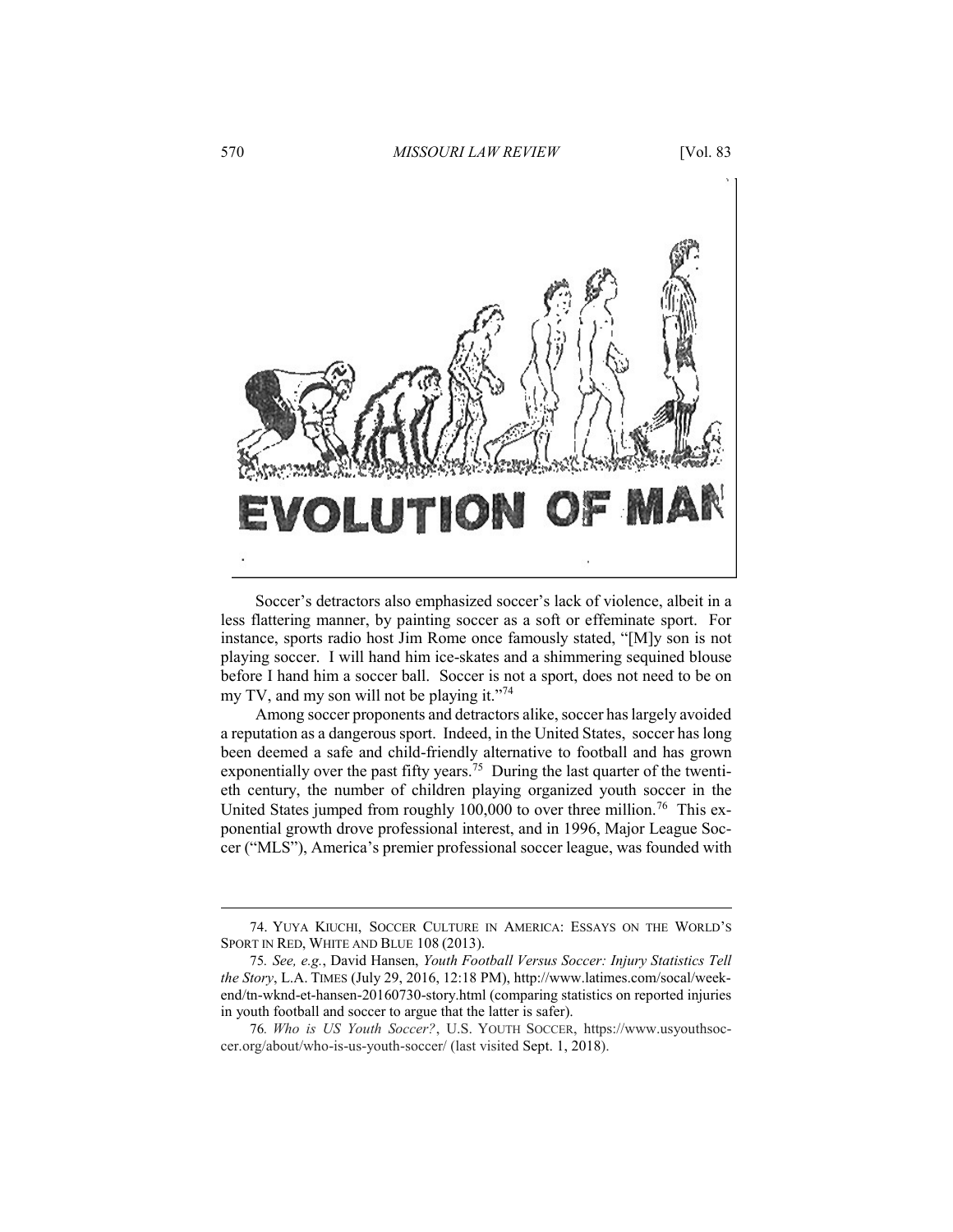Soccer's detractors also emphasized soccer's lack of violence, albeit in a less flattering manner, by painting soccer as a soft or effeminate sport. For instance, sports radio host Jim Rome once famously stated, "[M]y son is not playing soccer. I will hand him ice-skates and a shimmering sequined blouse before I hand him a soccer ball. Soccer is not a sport, does not need to be on my TV, and my son will not be playing it."[74]

Among soccer proponents and detractors alike, soccer has largely avoided a reputation as a dangerous sport. Indeed, in the United States, soccer has long been deemed a safe and child-friendly alternative to football and has grown exponentially over the past fifty years.[75] During the last quarter of the twentieth century, the number of children playing organized youth soccer in the United States jumped from roughly 100,000 to over three million.[76] This exponential growth drove professional interest, and in 1996, Major League Soccer ("MLS"), America's premier professional soccer league, was founded with

---

74. YUYA KIUCHI, SOCCER CULTURE IN AMERICA: ESSAYS ON THE WORLD'S SPORT IN RED, WHITE AND BLUE 108 (2013).

75. *See, e.g.*, David Hansen, *Youth Football Versus Soccer: Injury Statistics Tell the Story*, L.A. TIMES (July 29, 2016, 12:18 PM), http://www.latimes.com/socal/weekend/tn-wknd-et-hansen-20160730-story.html (comparing statistics on reported injuries in youth football and soccer to argue that the latter is safer).

76. *Who is US Youth Soccer?*, U.S. YOUTH SOCCER, https://www.usyouthsoccer.org/about/who-is-us-youth-soccer/ (last visited Sept. 1, 2018).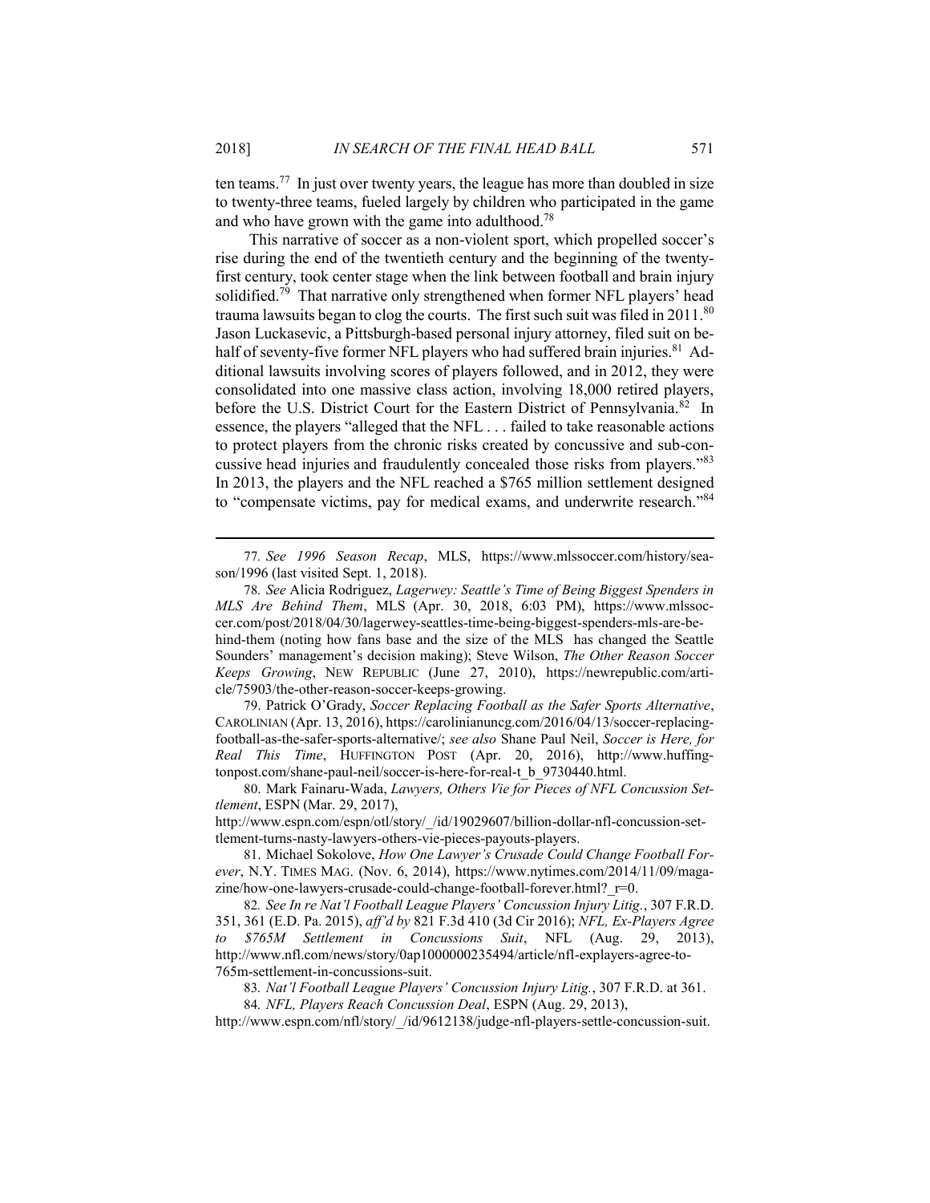ten teams.[77] In just over twenty years, the league has more than doubled in size to twenty-three teams, fueled largely by children who participated in the game and who have grown with the game into adulthood.[78]

This narrative of soccer as a non-violent sport, which propelled soccer's rise during the end of the twentieth century and the beginning of the twenty-first century, took center stage when the link between football and brain injury solidified.[79] That narrative only strengthened when former NFL players' head trauma lawsuits began to clog the courts. The first such suit was filed in 2011.[80] Jason Luckasevic, a Pittsburgh-based personal injury attorney, filed suit on behalf of seventy-five former NFL players who had suffered brain injuries.[81] Additional lawsuits involving scores of players followed, and in 2012, they were consolidated into one massive class action, involving 18,000 retired players, before the U.S. District Court for the Eastern District of Pennsylvania.[82] In essence, the players "alleged that the NFL . . . failed to take reasonable actions to protect players from the chronic risks created by concussive and sub-concussive head injuries and fraudulently concealed those risks from players."[83] In 2013, the players and the NFL reached a $765 million settlement designed to "compensate victims, pay for medical exams, and underwrite research."[84]

---

77. *See 1996 Season Recap*, MLS, https://www.mlssoccer.com/history/season/1996 (last visited Sept. 1, 2018).

78. *See* Alicia Rodriguez, *Lagerwey: Seattle's Time of Being Biggest Spenders in MLS Are Behind Them*, MLS (Apr. 30, 2018, 6:03 PM), https://www.mlssoccer.com/post/2018/04/30/lagerwey-seattles-time-being-biggest-spenders-mls-are-behind-them (noting how fans base and the size of the MLS has changed the Seattle Sounders' management's decision making); Steve Wilson, *The Other Reason Soccer Keeps Growing*, NEW REPUBLIC (June 27, 2010), https://newrepublic.com/article/75903/the-other-reason-soccer-keeps-growing.

79. Patrick O'Grady, *Soccer Replacing Football as the Safer Sports Alternative*, CAROLINIAN (Apr. 13, 2016), https://carolinianuncg.com/2016/04/13/soccer-replacing-football-as-the-safer-sports-alternative/; *see also* Shane Paul Neil, *Soccer is Here, for Real This Time*, HUFFINGTON POST (Apr. 20, 2016), http://www.huffingtonpost.com/shane-paul-neil/soccer-is-here-for-real-t_b_9730440.html.

80. Mark Fainaru-Wada, *Lawyers, Others Vie for Pieces of NFL Concussion Settlement*, ESPN (Mar. 29, 2017), http://www.espn.com/espn/otl/story/_/id/19029607/billion-dollar-nfl-concussion-settlement-turns-nasty-lawyers-others-vie-pieces-payouts-players.

81. Michael Sokolove, *How One Lawyer's Crusade Could Change Football Forever*, N.Y. TIMES MAG. (Nov. 6, 2014), https://www.nytimes.com/2014/11/09/magazine/how-one-lawyers-crusade-could-change-football-forever.html?_r=0.

82. *See In re Nat'l Football League Players' Concussion Injury Litig.*, 307 F.R.D. 351, 361 (E.D. Pa. 2015), *aff'd by* 821 F.3d 410 (3d Cir 2016); *NFL, Ex-Players Agree to $765M Settlement in Concussions Suit*, NFL (Aug. 29, 2013), http://www.nfl.com/news/story/0ap1000000235494/article/nfl-explayers-agree-to-765m-settlement-in-concussions-suit.

83. *Nat'l Football League Players' Concussion Injury Litig.*, 307 F.R.D. at 361.

84. *NFL, Players Reach Concussion Deal*, ESPN (Aug. 29, 2013), http://www.espn.com/nfl/story/_/id/9612138/judge-nfl-players-settle-concussion-suit.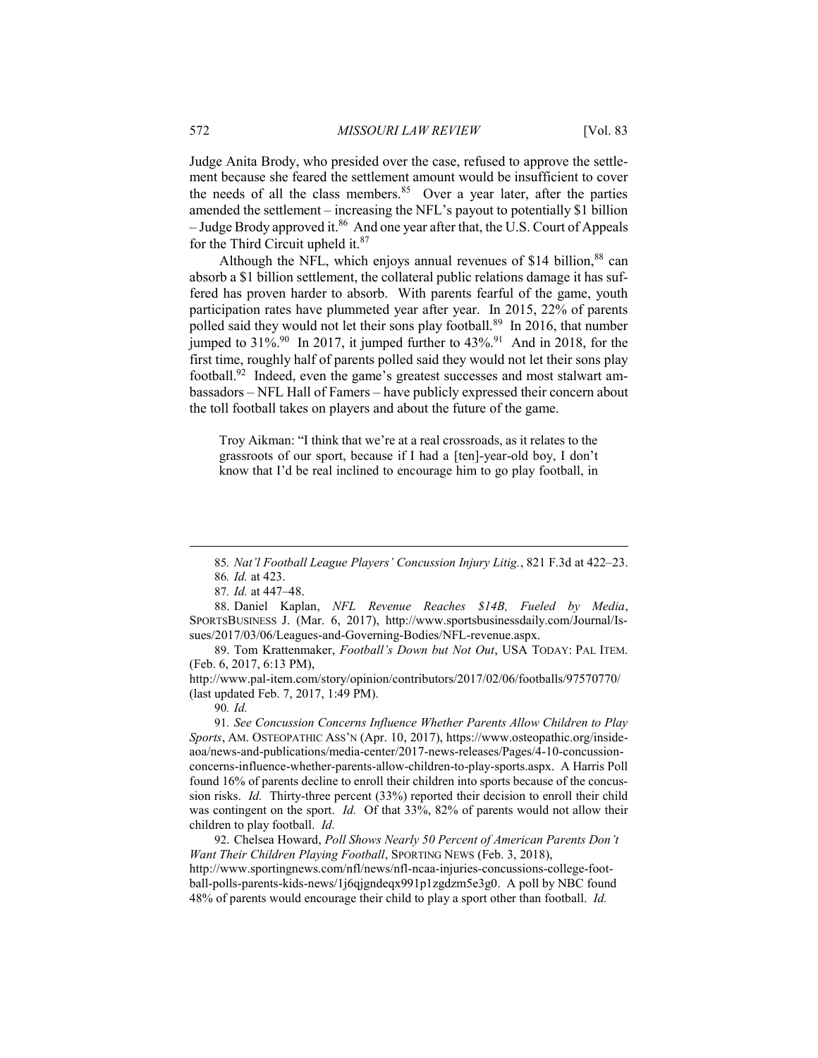Judge Anita Brody, who presided over the case, refused to approve the settlement because she feared the settlement amount would be insufficient to cover the needs of all the class members.[85] Over a year later, after the parties amended the settlement – increasing the NFL's payout to potentially $1 billion – Judge Brody approved it.[86] And one year after that, the U.S. Court of Appeals for the Third Circuit upheld it.[87]

Although the NFL, which enjoys annual revenues of $14 billion,[88] can absorb a $1 billion settlement, the collateral public relations damage it has suffered has proven harder to absorb. With parents fearful of the game, youth participation rates have plummeted year after year. In 2015, 22% of parents polled said they would not let their sons play football.[89] In 2016, that number jumped to 31%.[90] In 2017, it jumped further to 43%.[91] And in 2018, for the first time, roughly half of parents polled said they would not let their sons play football.[92] Indeed, even the game's greatest successes and most stalwart ambassadors – NFL Hall of Famers – have publicly expressed their concern about the toll football takes on players and about the future of the game.

> Troy Aikman: "I think that we're at a real crossroads, as it relates to the grassroots of our sport, because if I had a [ten]-year-old boy, I don't know that I'd be real inclined to encourage him to go play football, in

---

85. *Nat'l Football League Players' Concussion Injury Litig.*, 821 F.3d at 422–23.

86. *Id.* at 423.

87. *Id.* at 447–48.

88. Daniel Kaplan, *NFL Revenue Reaches $14B, Fueled by Media*, SPORTSBUSINESS J. (Mar. 6, 2017), http://www.sportsbusinessdaily.com/Journal/Issues/2017/03/06/Leagues-and-Governing-Bodies/NFL-revenue.aspx.

89. Tom Krattenmaker, *Football's Down but Not Out*, USA TODAY: PAL ITEM. (Feb. 6, 2017, 6:13 PM), http://www.pal-item.com/story/opinion/contributors/2017/02/06/footballs/97570770/ (last updated Feb. 7, 2017, 1:49 PM).

90. *Id.*

91. *See Concussion Concerns Influence Whether Parents Allow Children to Play Sports*, AM. OSTEOPATHIC ASS'N (Apr. 10, 2017), https://www.osteopathic.org/inside-aoa/news-and-publications/media-center/2017-news-releases/Pages/4-10-concussion-concerns-influence-whether-parents-allow-children-to-play-sports.aspx. A Harris Poll found 16% of parents decline to enroll their children into sports because of the concussion risks. *Id.* Thirty-three percent (33%) reported their decision to enroll their child was contingent on the sport. *Id.* Of that 33%, 82% of parents would not allow their children to play football. *Id.*

92. Chelsea Howard, *Poll Shows Nearly 50 Percent of American Parents Don't Want Their Children Playing Football*, SPORTING NEWS (Feb. 3, 2018), http://www.sportingnews.com/nfl/news/nfl-ncaa-injuries-concussions-college-football-polls-parents-kids-news/1j6qjgndeqx991p1zgdzm5e3g0. A poll by NBC found 48% of parents would encourage their child to play a sport other than football. *Id.*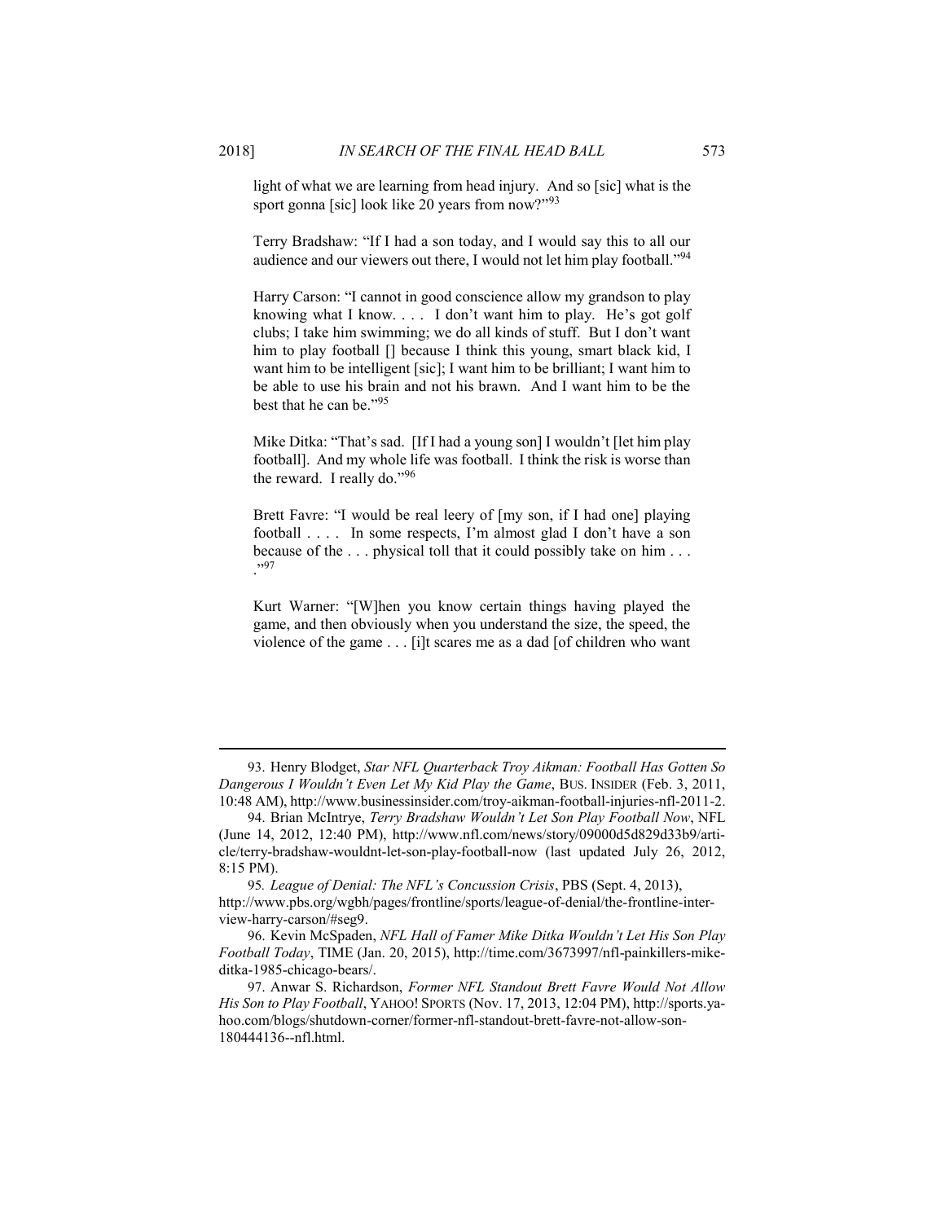light of what we are learning from head injury. And so [sic] what is the sport gonna [sic] look like 20 years from now?"[93]

Terry Bradshaw: "If I had a son today, and I would say this to all our audience and our viewers out there, I would not let him play football."[94]

Harry Carson: "I cannot in good conscience allow my grandson to play knowing what I know. . . . I don't want him to play. He's got golf clubs; I take him swimming; we do all kinds of stuff. But I don't want him to play football [] because I think this young, smart black kid, I want him to be intelligent [sic]; I want him to be brilliant; I want him to be able to use his brain and not his brawn. And I want him to be the best that he can be."[95]

Mike Ditka: "That's sad. [If I had a young son] I wouldn't [let him play football]. And my whole life was football. I think the risk is worse than the reward. I really do."[96]

Brett Favre: "I would be real leery of [my son, if I had one] playing football . . . . In some respects, I'm almost glad I don't have a son because of the . . . physical toll that it could possibly take on him . . . ."[97]

Kurt Warner: "[W]hen you know certain things having played the game, and then obviously when you understand the size, the speed, the violence of the game . . . [i]t scares me as a dad [of children who want

---

93. Henry Blodget, *Star NFL Quarterback Troy Aikman: Football Has Gotten So Dangerous I Wouldn't Even Let My Kid Play the Game*, BUS. INSIDER (Feb. 3, 2011, 10:48 AM), http://www.businessinsider.com/troy-aikman-football-injuries-nfl-2011-2.

94. Brian McIntrye, *Terry Bradshaw Wouldn't Let Son Play Football Now*, NFL (June 14, 2012, 12:40 PM), http://www.nfl.com/news/story/09000d5d829d33b9/article/terry-bradshaw-wouldnt-let-son-play-football-now (last updated July 26, 2012, 8:15 PM).

95. *League of Denial: The NFL's Concussion Crisis*, PBS (Sept. 4, 2013), http://www.pbs.org/wgbh/pages/frontline/sports/league-of-denial/the-frontline-interview-harry-carson/#seg9.

96. Kevin McSpaden, *NFL Hall of Famer Mike Ditka Wouldn't Let His Son Play Football Today*, TIME (Jan. 20, 2015), http://time.com/3673997/nfl-painkillers-mike-ditka-1985-chicago-bears/.

97. Anwar S. Richardson, *Former NFL Standout Brett Favre Would Not Allow His Son to Play Football*, YAHOO! SPORTS (Nov. 17, 2013, 12:04 PM), http://sports.yahoo.com/blogs/shutdown-corner/former-nfl-standout-brett-favre-not-allow-son-180444136--nfl.html.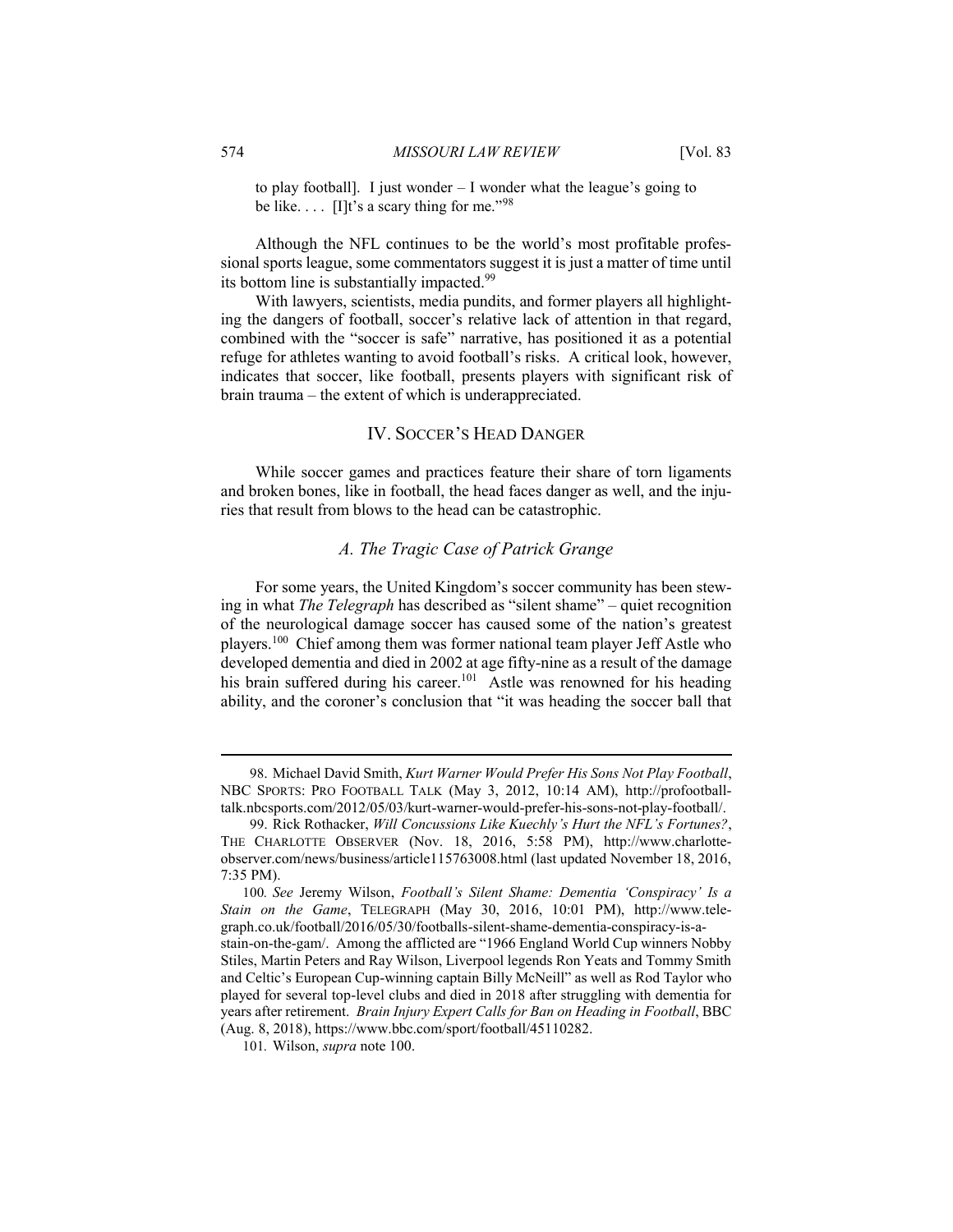to play football]. I just wonder – I wonder what the league's going to be like. . . . [I]t's a scary thing for me."[98]

Although the NFL continues to be the world's most profitable professional sports league, some commentators suggest it is just a matter of time until its bottom line is substantially impacted.[99]

With lawyers, scientists, media pundits, and former players all highlighting the dangers of football, soccer's relative lack of attention in that regard, combined with the "soccer is safe" narrative, has positioned it as a potential refuge for athletes wanting to avoid football's risks. A critical look, however, indicates that soccer, like football, presents players with significant risk of brain trauma – the extent of which is underappreciated.

## IV. Soccer's Head Danger

While soccer games and practices feature their share of torn ligaments and broken bones, like in football, the head faces danger as well, and the injuries that result from blows to the head can be catastrophic.

### *A. The Tragic Case of Patrick Grange*

For some years, the United Kingdom's soccer community has been stewing in what *The Telegraph* has described as "silent shame" – quiet recognition of the neurological damage soccer has caused some of the nation's greatest players.[100] Chief among them was former national team player Jeff Astle who developed dementia and died in 2002 at age fifty-nine as a result of the damage his brain suffered during his career.[101] Astle was renowned for his heading ability, and the coroner's conclusion that "it was heading the soccer ball that

---

98. Michael David Smith, *Kurt Warner Would Prefer His Sons Not Play Football*, NBC Sports: Pro Football Talk (May 3, 2012, 10:14 AM), http://profootballtalk.nbcsports.com/2012/05/03/kurt-warner-would-prefer-his-sons-not-play-football/.

99. Rick Rothacker, *Will Concussions Like Kuechly's Hurt the NFL's Fortunes?*, The Charlotte Observer (Nov. 18, 2016, 5:58 PM), http://www.charlotteobserver.com/news/business/article115763008.html (last updated November 18, 2016, 7:35 PM).

100. *See* Jeremy Wilson, *Football's Silent Shame: Dementia 'Conspiracy' Is a Stain on the Game*, Telegraph (May 30, 2016, 10:01 PM), http://www.telegraph.co.uk/football/2016/05/30/footballs-silent-shame-dementia-conspiracy-is-a-stain-on-the-gam/. Among the afflicted are "1966 England World Cup winners Nobby Stiles, Martin Peters and Ray Wilson, Liverpool legends Ron Yeats and Tommy Smith and Celtic's European Cup-winning captain Billy McNeill" as well as Rod Taylor who played for several top-level clubs and died in 2018 after struggling with dementia for years after retirement. *Brain Injury Expert Calls for Ban on Heading in Football*, BBC (Aug. 8, 2018), https://www.bbc.com/sport/football/45110282.

101. Wilson, *supra* note 100.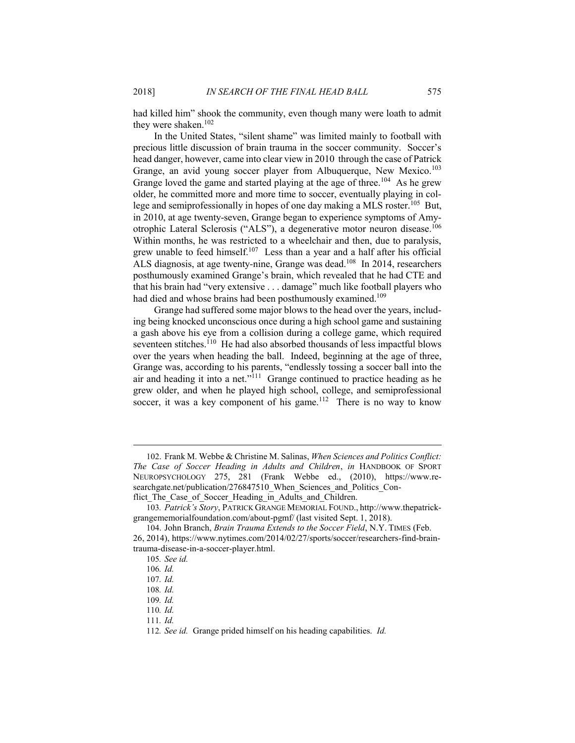had killed him" shook the community, even though many were loath to admit they were shaken.[102]

In the United States, "silent shame" was limited mainly to football with precious little discussion of brain trauma in the soccer community. Soccer's head danger, however, came into clear view in 2010 through the case of Patrick Grange, an avid young soccer player from Albuquerque, New Mexico.[103] Grange loved the game and started playing at the age of three.[104] As he grew older, he committed more and more time to soccer, eventually playing in college and semiprofessionally in hopes of one day making a MLS roster.[105] But, in 2010, at age twenty-seven, Grange began to experience symptoms of Amyotrophic Lateral Sclerosis ("ALS"), a degenerative motor neuron disease.[106] Within months, he was restricted to a wheelchair and then, due to paralysis, grew unable to feed himself.[107] Less than a year and a half after his official ALS diagnosis, at age twenty-nine, Grange was dead.[108] In 2014, researchers posthumously examined Grange's brain, which revealed that he had CTE and that his brain had "very extensive . . . damage" much like football players who had died and whose brains had been posthumously examined.[109]

Grange had suffered some major blows to the head over the years, including being knocked unconscious once during a high school game and sustaining a gash above his eye from a collision during a college game, which required seventeen stitches.[110] He had also absorbed thousands of less impactful blows over the years when heading the ball. Indeed, beginning at the age of three, Grange was, according to his parents, "endlessly tossing a soccer ball into the air and heading it into a net."[111] Grange continued to practice heading as he grew older, and when he played high school, college, and semiprofessional soccer, it was a key component of his game.[112] There is no way to know

---

102. Frank M. Webbe & Christine M. Salinas, *When Sciences and Politics Conflict: The Case of Soccer Heading in Adults and Children*, *in* HANDBOOK OF SPORT NEUROPSYCHOLOGY 275, 281 (Frank Webbe ed., (2010), https://www.researchgate.net/publication/276847510_When_Sciences_and_Politics_Conflict_The_Case_of_Soccer_Heading_in_Adults_and_Children.

103. *Patrick's Story*, PATRICK GRANGE MEMORIAL FOUND., http://www.thepatrickgrangememorialfoundation.com/about-pgmf/ (last visited Sept. 1, 2018).

104. John Branch, *Brain Trauma Extends to the Soccer Field*, N.Y. TIMES (Feb. 26, 2014), https://www.nytimes.com/2014/02/27/sports/soccer/researchers-find-brain-trauma-disease-in-a-soccer-player.html.

105. *See id.*

106. *Id.*

107. *Id.*

108. *Id.*

109. *Id.*

110. *Id.*

111. *Id.*

112. *See id.* Grange prided himself on his heading capabilities. *Id.*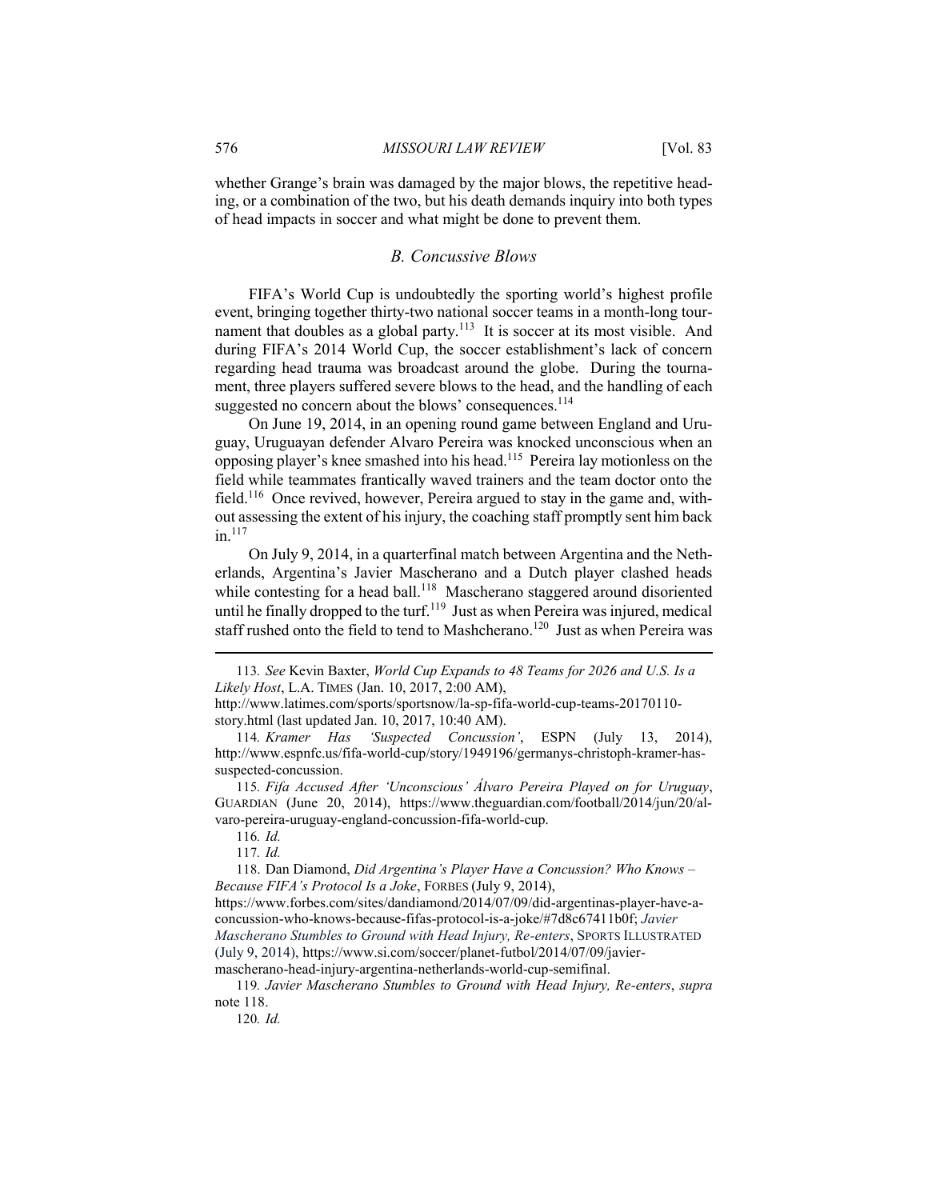whether Grange's brain was damaged by the major blows, the repetitive heading, or a combination of the two, but his death demands inquiry into both types of head impacts in soccer and what might be done to prevent them.

### *B. Concussive Blows*

FIFA's World Cup is undoubtedly the sporting world's highest profile event, bringing together thirty-two national soccer teams in a month-long tournament that doubles as a global party.[113] It is soccer at its most visible. And during FIFA's 2014 World Cup, the soccer establishment's lack of concern regarding head trauma was broadcast around the globe. During the tournament, three players suffered severe blows to the head, and the handling of each suggested no concern about the blows' consequences.[114]

On June 19, 2014, in an opening round game between England and Uruguay, Uruguayan defender Alvaro Pereira was knocked unconscious when an opposing player's knee smashed into his head.[115] Pereira lay motionless on the field while teammates frantically waved trainers and the team doctor onto the field.[116] Once revived, however, Pereira argued to stay in the game and, without assessing the extent of his injury, the coaching staff promptly sent him back in.[117]

On July 9, 2014, in a quarterfinal match between Argentina and the Netherlands, Argentina's Javier Mascherano and a Dutch player clashed heads while contesting for a head ball.[118] Mascherano staggered around disoriented until he finally dropped to the turf.[119] Just as when Pereira was injured, medical staff rushed onto the field to tend to Mashcherano.[120] Just as when Pereira was

---

113. *See* Kevin Baxter, *World Cup Expands to 48 Teams for 2026 and U.S. Is a Likely Host*, L.A. TIMES (Jan. 10, 2017, 2:00 AM), http://www.latimes.com/sports/sportsnow/la-sp-fifa-world-cup-teams-20170110-story.html (last updated Jan. 10, 2017, 10:40 AM).

114. *Kramer Has 'Suspected Concussion'*, ESPN (July 13, 2014), http://www.espnfc.us/fifa-world-cup/story/1949196/germanys-christoph-kramer-has-suspected-concussion.

115. *Fifa Accused After 'Unconscious' Álvaro Pereira Played on for Uruguay*, GUARDIAN (June 20, 2014), https://www.theguardian.com/football/2014/jun/20/alvaro-pereira-uruguay-england-concussion-fifa-world-cup.

116. *Id.*

117. *Id.*

118. Dan Diamond, *Did Argentina's Player Have a Concussion? Who Knows – Because FIFA's Protocol Is a Joke*, FORBES (July 9, 2014), https://www.forbes.com/sites/dandiamond/2014/07/09/did-argentinas-player-have-a-concussion-who-knows-because-fifas-protocol-is-a-joke/#7d8c67411b0f; *Javier Mascherano Stumbles to Ground with Head Injury, Re-enters*, SPORTS ILLUSTRATED (July 9, 2014), https://www.si.com/soccer/planet-futbol/2014/07/09/javier-mascherano-head-injury-argentina-netherlands-world-cup-semifinal.

119. *Javier Mascherano Stumbles to Ground with Head Injury, Re-enters*, *supra* note 118.

120. *Id.*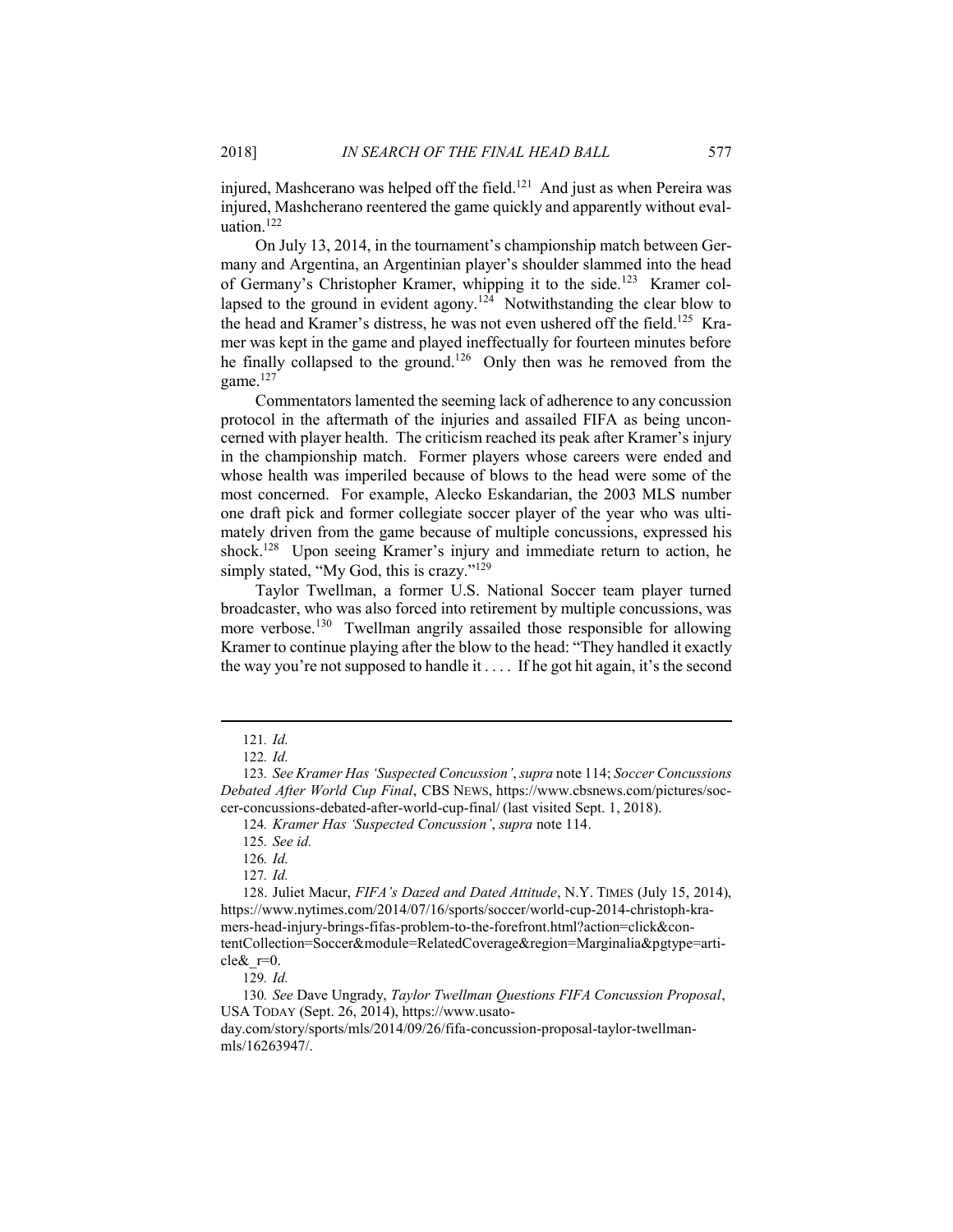injured, Mashcerano was helped off the field.[121] And just as when Pereira was injured, Mashcherano reentered the game quickly and apparently without evaluation.[122]

On July 13, 2014, in the tournament's championship match between Germany and Argentina, an Argentinian player's shoulder slammed into the head of Germany's Christopher Kramer, whipping it to the side.[123] Kramer collapsed to the ground in evident agony.[124] Notwithstanding the clear blow to the head and Kramer's distress, he was not even ushered off the field.[125] Kramer was kept in the game and played ineffectually for fourteen minutes before he finally collapsed to the ground.[126] Only then was he removed from the game.[127]

Commentators lamented the seeming lack of adherence to any concussion protocol in the aftermath of the injuries and assailed FIFA as being unconcerned with player health. The criticism reached its peak after Kramer's injury in the championship match. Former players whose careers were ended and whose health was imperiled because of blows to the head were some of the most concerned. For example, Alecko Eskandarian, the 2003 MLS number one draft pick and former collegiate soccer player of the year who was ultimately driven from the game because of multiple concussions, expressed his shock.[128] Upon seeing Kramer's injury and immediate return to action, he simply stated, "My God, this is crazy."[129]

Taylor Twellman, a former U.S. National Soccer team player turned broadcaster, who was also forced into retirement by multiple concussions, was more verbose.[130] Twellman angrily assailed those responsible for allowing Kramer to continue playing after the blow to the head: "They handled it exactly the way you're not supposed to handle it . . . . If he got hit again, it's the second

---

121. *Id.*

122. *Id.*

123. *See Kramer Has 'Suspected Concussion'*, *supra* note 114; *Soccer Concussions Debated After World Cup Final*, CBS NEWS, https://www.cbsnews.com/pictures/soccer-concussions-debated-after-world-cup-final/ (last visited Sept. 1, 2018).

124. *Kramer Has 'Suspected Concussion'*, *supra* note 114.

125. *See id.*

126. *Id.*

127. *Id.*

128. Juliet Macur, *FIFA's Dazed and Dated Attitude*, N.Y. TIMES (July 15, 2014), https://www.nytimes.com/2014/07/16/sports/soccer/world-cup-2014-christoph-kramers-head-injury-brings-fifas-problem-to-the-forefront.html?action=click&contentCollection=Soccer&module=RelatedCoverage&region=Marginalia&pgtype=article&_r=0.

129. *Id.*

130. *See* Dave Ungrady, *Taylor Twellman Questions FIFA Concussion Proposal*, USA TODAY (Sept. 26, 2014), https://www.usatoday.com/story/sports/mls/2014/09/26/fifa-concussion-proposal-taylor-twellman-mls/16263947/.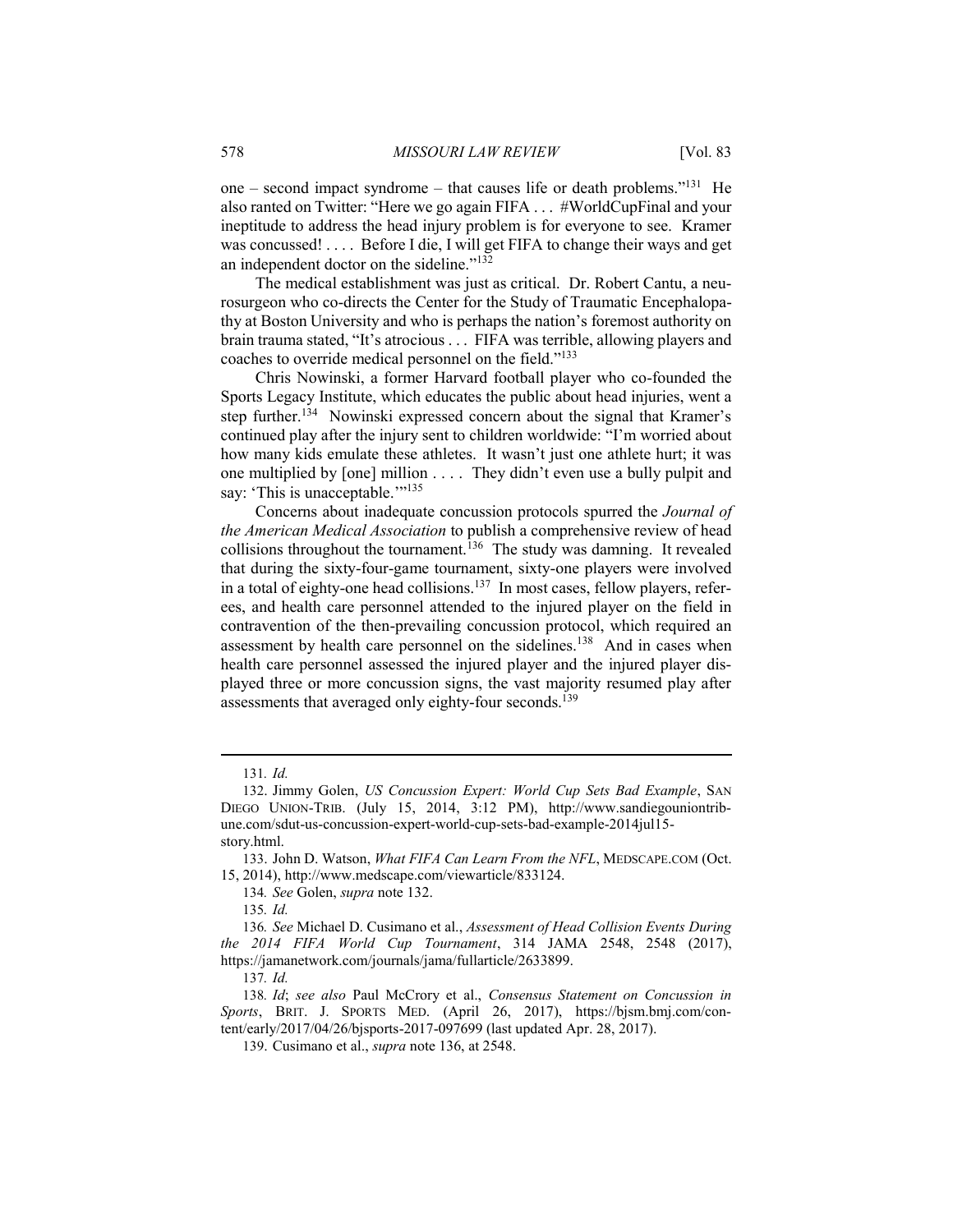one – second impact syndrome – that causes life or death problems."[131] He also ranted on Twitter: "Here we go again FIFA . . . #WorldCupFinal and your ineptitude to address the head injury problem is for everyone to see. Kramer was concussed! . . . . Before I die, I will get FIFA to change their ways and get an independent doctor on the sideline."[132]

The medical establishment was just as critical. Dr. Robert Cantu, a neurosurgeon who co-directs the Center for the Study of Traumatic Encephalopathy at Boston University and who is perhaps the nation's foremost authority on brain trauma stated, "It's atrocious . . . FIFA was terrible, allowing players and coaches to override medical personnel on the field."[133]

Chris Nowinski, a former Harvard football player who co-founded the Sports Legacy Institute, which educates the public about head injuries, went a step further.[134] Nowinski expressed concern about the signal that Kramer's continued play after the injury sent to children worldwide: "I'm worried about how many kids emulate these athletes. It wasn't just one athlete hurt; it was one multiplied by [one] million . . . . They didn't even use a bully pulpit and say: 'This is unacceptable.'"[135]

Concerns about inadequate concussion protocols spurred the *Journal of the American Medical Association* to publish a comprehensive review of head collisions throughout the tournament.[136] The study was damning. It revealed that during the sixty-four-game tournament, sixty-one players were involved in a total of eighty-one head collisions.[137] In most cases, fellow players, referees, and health care personnel attended to the injured player on the field in contravention of the then-prevailing concussion protocol, which required an assessment by health care personnel on the sidelines.[138] And in cases when health care personnel assessed the injured player and the injured player displayed three or more concussion signs, the vast majority resumed play after assessments that averaged only eighty-four seconds.[139]

---

131. *Id.*

132. Jimmy Golen, *US Concussion Expert: World Cup Sets Bad Example*, SAN DIEGO UNION-TRIB. (July 15, 2014, 3:12 PM), http://www.sandiegouniontribune.com/sdut-us-concussion-expert-world-cup-sets-bad-example-2014jul15-story.html.

133. John D. Watson, *What FIFA Can Learn From the NFL*, MEDSCAPE.COM (Oct. 15, 2014), http://www.medscape.com/viewarticle/833124.

134. *See* Golen, *supra* note 132.

135. *Id.*

136. *See* Michael D. Cusimano et al., *Assessment of Head Collision Events During the 2014 FIFA World Cup Tournament*, 314 JAMA 2548, 2548 (2017), https://jamanetwork.com/journals/jama/fullarticle/2633899.

137. *Id.*

138. *Id*; *see also* Paul McCrory et al., *Consensus Statement on Concussion in Sports*, BRIT. J. SPORTS MED. (April 26, 2017), https://bjsm.bmj.com/content/early/2017/04/26/bjsports-2017-097699 (last updated Apr. 28, 2017).

139. Cusimano et al., *supra* note 136, at 2548.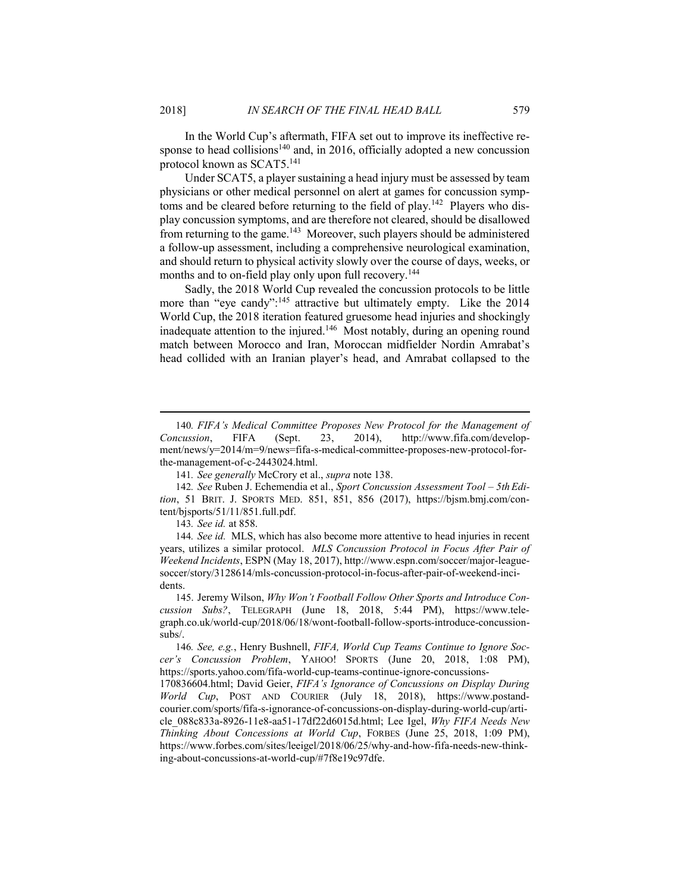In the World Cup's aftermath, FIFA set out to improve its ineffective response to head collisions[140] and, in 2016, officially adopted a new concussion protocol known as SCAT5.[141]

Under SCAT5, a player sustaining a head injury must be assessed by team physicians or other medical personnel on alert at games for concussion symptoms and be cleared before returning to the field of play.[142] Players who display concussion symptoms, and are therefore not cleared, should be disallowed from returning to the game.[143] Moreover, such players should be administered a follow-up assessment, including a comprehensive neurological examination, and should return to physical activity slowly over the course of days, weeks, or months and to on-field play only upon full recovery.[144]

Sadly, the 2018 World Cup revealed the concussion protocols to be little more than "eye candy":[145] attractive but ultimately empty. Like the 2014 World Cup, the 2018 iteration featured gruesome head injuries and shockingly inadequate attention to the injured.[146] Most notably, during an opening round match between Morocco and Iran, Moroccan midfielder Nordin Amrabat's head collided with an Iranian player's head, and Amrabat collapsed to the

---

140. *FIFA's Medical Committee Proposes New Protocol for the Management of Concussion*, FIFA (Sept. 23, 2014), http://www.fifa.com/development/news/y=2014/m=9/news=fifa-s-medical-committee-proposes-new-protocol-for-the-management-of-c-2443024.html.

141. *See generally* McCrory et al., *supra* note 138.

142. *See* Ruben J. Echemendia et al., *Sport Concussion Assessment Tool – 5th Edition*, 51 BRIT. J. SPORTS MED. 851, 851, 856 (2017), https://bjsm.bmj.com/content/bjsports/51/11/851.full.pdf.

143. *See id.* at 858.

144. *See id.* MLS, which has also become more attentive to head injuries in recent years, utilizes a similar protocol. *MLS Concussion Protocol in Focus After Pair of Weekend Incidents*, ESPN (May 18, 2017), http://www.espn.com/soccer/major-league-soccer/story/3128614/mls-concussion-protocol-in-focus-after-pair-of-weekend-incidents.

145. Jeremy Wilson, *Why Won't Football Follow Other Sports and Introduce Concussion Subs?*, TELEGRAPH (June 18, 2018, 5:44 PM), https://www.telegraph.co.uk/world-cup/2018/06/18/wont-football-follow-sports-introduce-concussion-subs/.

146. *See, e.g.*, Henry Bushnell, *FIFA, World Cup Teams Continue to Ignore Soccer's Concussion Problem*, YAHOO! SPORTS (June 20, 2018, 1:08 PM), https://sports.yahoo.com/fifa-world-cup-teams-continue-ignore-concussions-170836604.html; David Geier, *FIFA's Ignorance of Concussions on Display During World Cup*, POST AND COURIER (July 18, 2018), https://www.postandcourier.com/sports/fifa-s-ignorance-of-concussions-on-display-during-world-cup/article_088c833a-8926-11e8-aa51-17df22d6015d.html; Lee Igel, *Why FIFA Needs New Thinking About Concessions at World Cup*, FORBES (June 25, 2018, 1:09 PM), https://www.forbes.com/sites/leeigel/2018/06/25/why-and-how-fifa-needs-new-thinking-about-concussions-at-world-cup/#7f8e19c97dfe.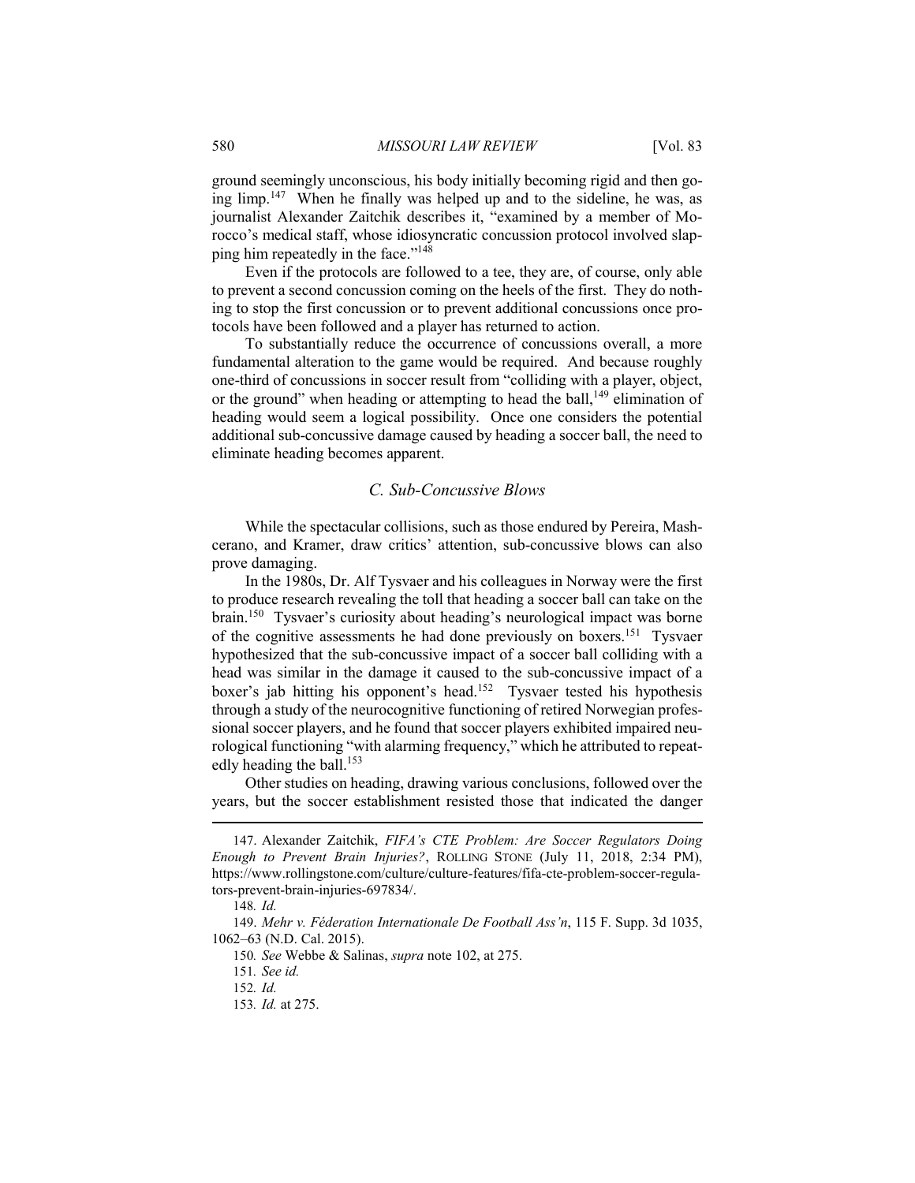ground seemingly unconscious, his body initially becoming rigid and then going limp.[147] When he finally was helped up and to the sideline, he was, as journalist Alexander Zaitchik describes it, "examined by a member of Morocco's medical staff, whose idiosyncratic concussion protocol involved slapping him repeatedly in the face."[148]

Even if the protocols are followed to a tee, they are, of course, only able to prevent a second concussion coming on the heels of the first. They do nothing to stop the first concussion or to prevent additional concussions once protocols have been followed and a player has returned to action.

To substantially reduce the occurrence of concussions overall, a more fundamental alteration to the game would be required. And because roughly one-third of concussions in soccer result from "colliding with a player, object, or the ground" when heading or attempting to head the ball,[149] elimination of heading would seem a logical possibility. Once one considers the potential additional sub-concussive damage caused by heading a soccer ball, the need to eliminate heading becomes apparent.

### *C. Sub-Concussive Blows*

While the spectacular collisions, such as those endured by Pereira, Mascherano, and Kramer, draw critics' attention, sub-concussive blows can also prove damaging.

In the 1980s, Dr. Alf Tysvaer and his colleagues in Norway were the first to produce research revealing the toll that heading a soccer ball can take on the brain.[150] Tysvaer's curiosity about heading's neurological impact was borne of the cognitive assessments he had done previously on boxers.[151] Tysvaer hypothesized that the sub-concussive impact of a soccer ball colliding with a head was similar in the damage it caused to the sub-concussive impact of a boxer's jab hitting his opponent's head.[152] Tysvaer tested his hypothesis through a study of the neurocognitive functioning of retired Norwegian professional soccer players, and he found that soccer players exhibited impaired neurological functioning "with alarming frequency," which he attributed to repeatedly heading the ball.[153]

Other studies on heading, drawing various conclusions, followed over the years, but the soccer establishment resisted those that indicated the danger

---

147. Alexander Zaitchik, *FIFA's CTE Problem: Are Soccer Regulators Doing Enough to Prevent Brain Injuries?*, ROLLING STONE (July 11, 2018, 2:34 PM), https://www.rollingstone.com/culture/culture-features/fifa-cte-problem-soccer-regulators-prevent-brain-injuries-697834/.

148. *Id.*

149. *Mehr v. Féderation Internationale De Football Ass'n*, 115 F. Supp. 3d 1035, 1062–63 (N.D. Cal. 2015).

150. *See* Webbe & Salinas, *supra* note 102, at 275.

151. *See id.*

152. *Id.*

153. *Id.* at 275.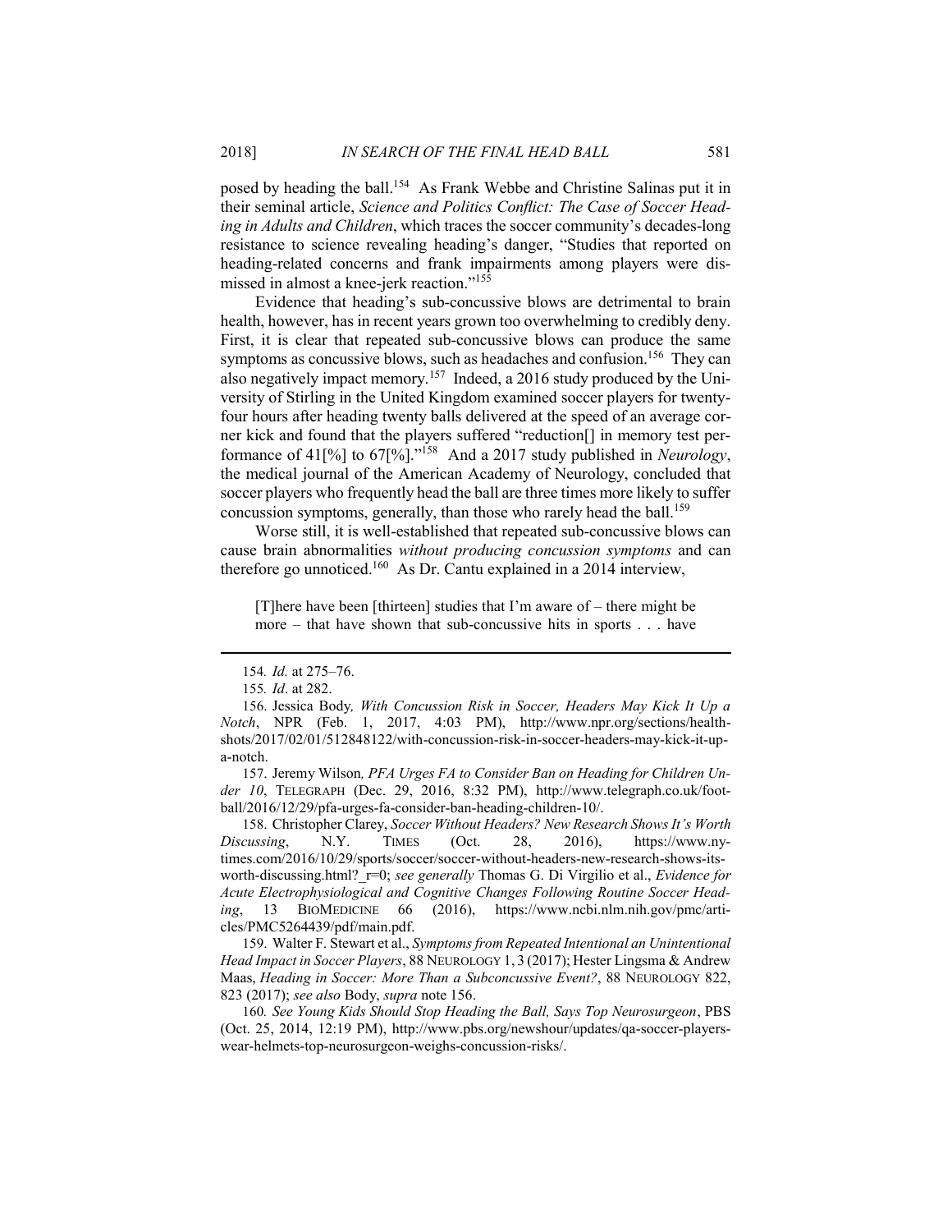posed by heading the ball.[154] As Frank Webbe and Christine Salinas put it in their seminal article, *Science and Politics Conflict: The Case of Soccer Heading in Adults and Children*, which traces the soccer community's decades-long resistance to science revealing heading's danger, "Studies that reported on heading-related concerns and frank impairments among players were dismissed in almost a knee-jerk reaction."[155]

Evidence that heading's sub-concussive blows are detrimental to brain health, however, has in recent years grown too overwhelming to credibly deny. First, it is clear that repeated sub-concussive blows can produce the same symptoms as concussive blows, such as headaches and confusion.[156] They can also negatively impact memory.[157] Indeed, a 2016 study produced by the University of Stirling in the United Kingdom examined soccer players for twenty-four hours after heading twenty balls delivered at the speed of an average corner kick and found that the players suffered "reduction[] in memory test performance of 41[%] to 67[%]."[158] And a 2017 study published in *Neurology*, the medical journal of the American Academy of Neurology, concluded that soccer players who frequently head the ball are three times more likely to suffer concussion symptoms, generally, than those who rarely head the ball.[159]

Worse still, it is well-established that repeated sub-concussive blows can cause brain abnormalities *without producing concussion symptoms* and can therefore go unnoticed.[160] As Dr. Cantu explained in a 2014 interview,

> [T]here have been [thirteen] studies that I'm aware of – there might be more – that have shown that sub-concussive hits in sports . . . have

---

154. *Id.* at 275–76.

155. *Id*. at 282.

156. Jessica Body*, With Concussion Risk in Soccer, Headers May Kick It Up a Notch*, NPR (Feb. 1, 2017, 4:03 PM), http://www.npr.org/sections/health-shots/2017/02/01/512848122/with-concussion-risk-in-soccer-headers-may-kick-it-up-a-notch.

157. Jeremy Wilson*, PFA Urges FA to Consider Ban on Heading for Children Under 10*, TELEGRAPH (Dec. 29, 2016, 8:32 PM), http://www.telegraph.co.uk/football/2016/12/29/pfa-urges-fa-consider-ban-heading-children-10/.

158. Christopher Clarey, *Soccer Without Headers? New Research Shows It's Worth Discussing*, N.Y. TIMES (Oct. 28, 2016), https://www.nytimes.com/2016/10/29/sports/soccer/soccer-without-headers-new-research-shows-its-worth-discussing.html?_r=0; *see generally* Thomas G. Di Virgilio et al., *Evidence for Acute Electrophysiological and Cognitive Changes Following Routine Soccer Heading*, 13 BIOMEDICINE 66 (2016), https://www.ncbi.nlm.nih.gov/pmc/articles/PMC5264439/pdf/main.pdf.

159. Walter F. Stewart et al., *Symptoms from Repeated Intentional an Unintentional Head Impact in Soccer Players*, 88 NEUROLOGY 1, 3 (2017); Hester Lingsma & Andrew Maas, *Heading in Soccer: More Than a Subconcussive Event?*, 88 NEUROLOGY 822, 823 (2017); *see also* Body, *supra* note 156.

160. *See Young Kids Should Stop Heading the Ball, Says Top Neurosurgeon*, PBS (Oct. 25, 2014, 12:19 PM), http://www.pbs.org/newshour/updates/qa-soccer-players-wear-helmets-top-neurosurgeon-weighs-concussion-risks/.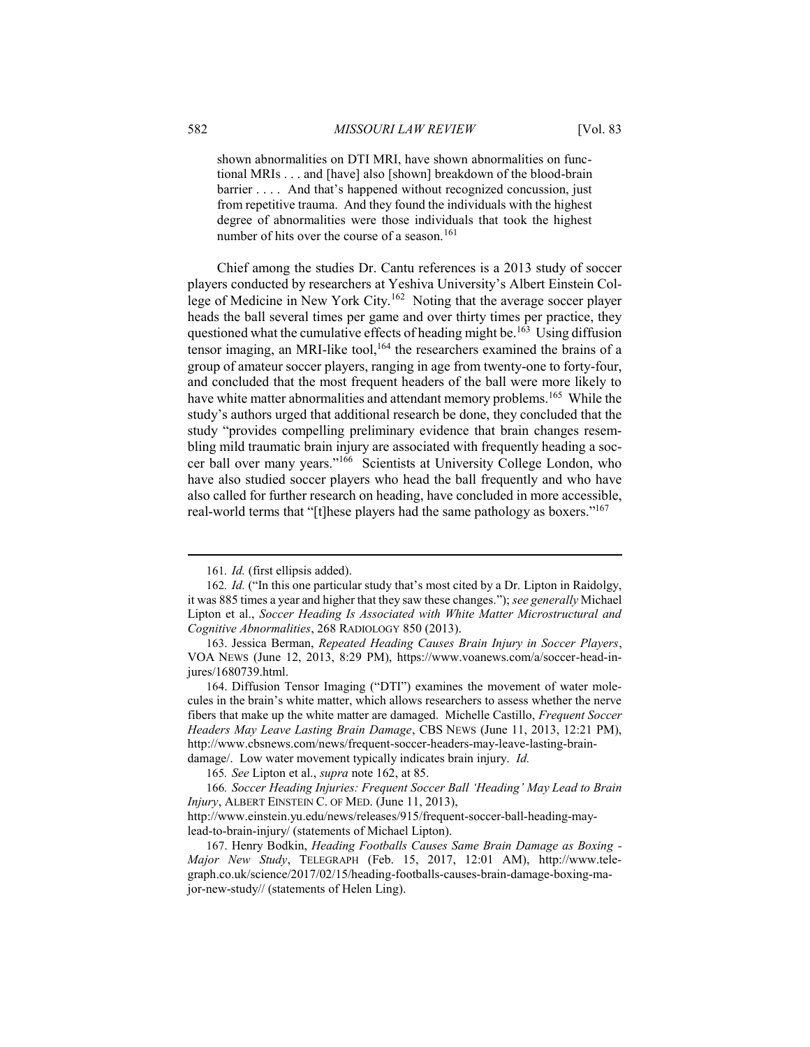shown abnormalities on DTI MRI, have shown abnormalities on functional MRIs . . . and [have] also [shown] breakdown of the blood-brain barrier . . . . And that's happened without recognized concussion, just from repetitive trauma. And they found the individuals with the highest degree of abnormalities were those individuals that took the highest number of hits over the course of a season.[161]

Chief among the studies Dr. Cantu references is a 2013 study of soccer players conducted by researchers at Yeshiva University's Albert Einstein College of Medicine in New York City.[162] Noting that the average soccer player heads the ball several times per game and over thirty times per practice, they questioned what the cumulative effects of heading might be.[163] Using diffusion tensor imaging, an MRI-like tool,[164] the researchers examined the brains of a group of amateur soccer players, ranging in age from twenty-one to forty-four, and concluded that the most frequent headers of the ball were more likely to have white matter abnormalities and attendant memory problems.[165] While the study's authors urged that additional research be done, they concluded that the study "provides compelling preliminary evidence that brain changes resembling mild traumatic brain injury are associated with frequently heading a soccer ball over many years."[166] Scientists at University College London, who have also studied soccer players who head the ball frequently and who have also called for further research on heading, have concluded in more accessible, real-world terms that "[t]hese players had the same pathology as boxers."[167]

---

161. *Id.* (first ellipsis added).

162. *Id.* ("In this one particular study that's most cited by a Dr. Lipton in Raidolgy, it was 885 times a year and higher that they saw these changes."); *see generally* Michael Lipton et al., *Soccer Heading Is Associated with White Matter Microstructural and Cognitive Abnormalities*, 268 RADIOLOGY 850 (2013).

163. Jessica Berman, *Repeated Heading Causes Brain Injury in Soccer Players*, VOA NEWS (June 12, 2013, 8:29 PM), https://www.voanews.com/a/soccer-head-injures/1680739.html.

164. Diffusion Tensor Imaging ("DTI") examines the movement of water molecules in the brain's white matter, which allows researchers to assess whether the nerve fibers that make up the white matter are damaged. Michelle Castillo, *Frequent Soccer Headers May Leave Lasting Brain Damage*, CBS NEWS (June 11, 2013, 12:21 PM), http://www.cbsnews.com/news/frequent-soccer-headers-may-leave-lasting-brain-damage/. Low water movement typically indicates brain injury. *Id.*

165. *See* Lipton et al., *supra* note 162, at 85.

166. *Soccer Heading Injuries: Frequent Soccer Ball 'Heading' May Lead to Brain Injury*, ALBERT EINSTEIN C. OF MED. (June 11, 2013), http://www.einstein.yu.edu/news/releases/915/frequent-soccer-ball-heading-may-lead-to-brain-injury/ (statements of Michael Lipton).

167. Henry Bodkin, *Heading Footballs Causes Same Brain Damage as Boxing - Major New Study*, TELEGRAPH (Feb. 15, 2017, 12:01 AM), http://www.telegraph.co.uk/science/2017/02/15/heading-footballs-causes-brain-damage-boxing-major-new-study// (statements of Helen Ling).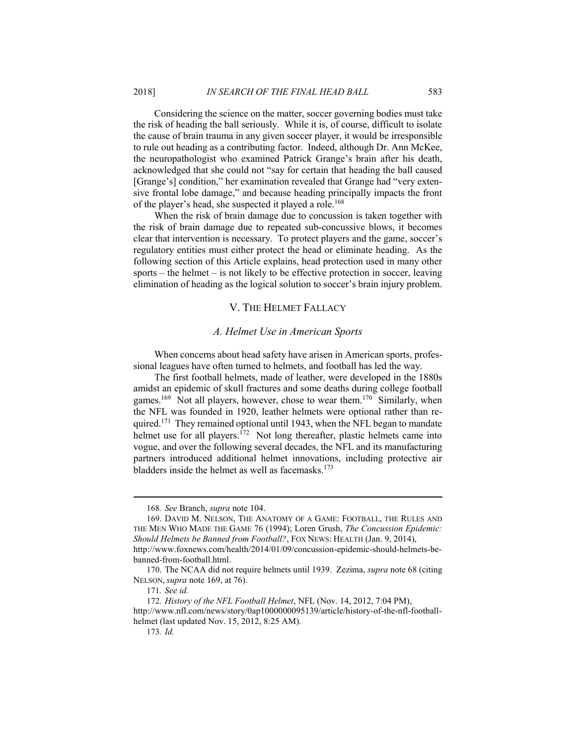Considering the science on the matter, soccer governing bodies must take the risk of heading the ball seriously. While it is, of course, difficult to isolate the cause of brain trauma in any given soccer player, it would be irresponsible to rule out heading as a contributing factor. Indeed, although Dr. Ann McKee, the neuropathologist who examined Patrick Grange's brain after his death, acknowledged that she could not "say for certain that heading the ball caused [Grange's] condition," her examination revealed that Grange had "very extensive frontal lobe damage," and because heading principally impacts the front of the player's head, she suspected it played a role.[168]

When the risk of brain damage due to concussion is taken together with the risk of brain damage due to repeated sub-concussive blows, it becomes clear that intervention is necessary. To protect players and the game, soccer's regulatory entities must either protect the head or eliminate heading. As the following section of this Article explains, head protection used in many other sports – the helmet – is not likely to be effective protection in soccer, leaving elimination of heading as the logical solution to soccer's brain injury problem.

## V. THE HELMET FALLACY

### *A. Helmet Use in American Sports*

When concerns about head safety have arisen in American sports, professional leagues have often turned to helmets, and football has led the way.

The first football helmets, made of leather, were developed in the 1880s amidst an epidemic of skull fractures and some deaths during college football games.[169] Not all players, however, chose to wear them.[170] Similarly, when the NFL was founded in 1920, leather helmets were optional rather than required.[171] They remained optional until 1943, when the NFL began to mandate helmet use for all players.[172] Not long thereafter, plastic helmets came into vogue, and over the following several decades, the NFL and its manufacturing partners introduced additional helmet innovations, including protective air bladders inside the helmet as well as facemasks.[173]

---

168. *See* Branch, *supra* note 104.

169. DAVID M. NELSON, THE ANATOMY OF A GAME: FOOTBALL, THE RULES AND THE MEN WHO MADE THE GAME 76 (1994); Loren Grush, *The Concussion Epidemic: Should Helmets be Banned from Football?*, FOX NEWS: HEALTH (Jan. 9, 2014), http://www.foxnews.com/health/2014/01/09/concussion-epidemic-should-helmets-be-banned-from-football.html.

170. The NCAA did not require helmets until 1939. Zezima, *supra* note 68 (citing NELSON, *supra* note 169, at 76).

171. *See id.*

172. *History of the NFL Football Helmet*, NFL (Nov. 14, 2012, 7:04 PM), http://www.nfl.com/news/story/0ap1000000095139/article/history-of-the-nfl-football-helmet (last updated Nov. 15, 2012, 8:25 AM).

173. *Id.*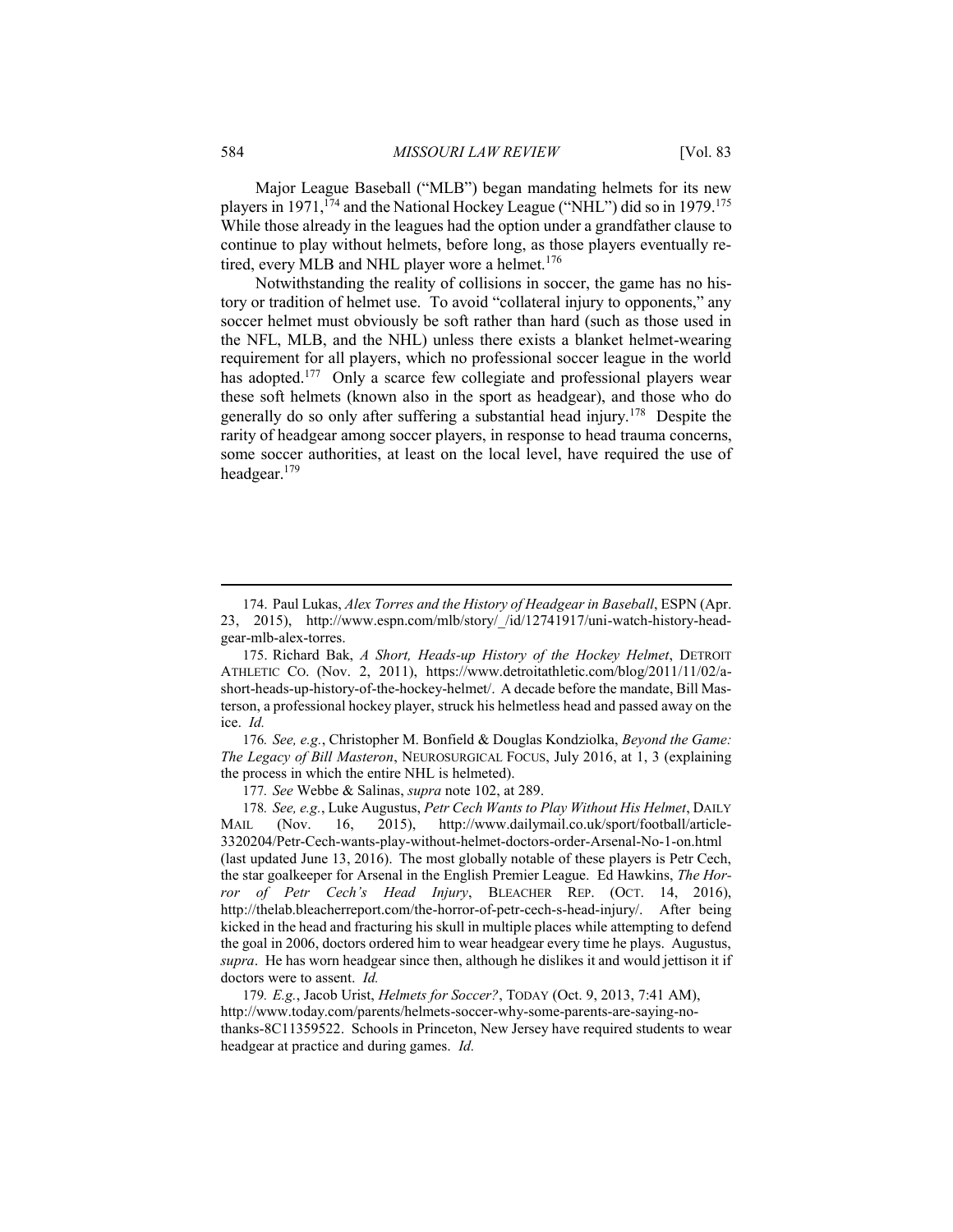Major League Baseball ("MLB") began mandating helmets for its new players in 1971,[174] and the National Hockey League ("NHL") did so in 1979.[175] While those already in the leagues had the option under a grandfather clause to continue to play without helmets, before long, as those players eventually retired, every MLB and NHL player wore a helmet.[176]

Notwithstanding the reality of collisions in soccer, the game has no history or tradition of helmet use. To avoid "collateral injury to opponents," any soccer helmet must obviously be soft rather than hard (such as those used in the NFL, MLB, and the NHL) unless there exists a blanket helmet-wearing requirement for all players, which no professional soccer league in the world has adopted.[177] Only a scarce few collegiate and professional players wear these soft helmets (known also in the sport as headgear), and those who do generally do so only after suffering a substantial head injury.[178] Despite the rarity of headgear among soccer players, in response to head trauma concerns, some soccer authorities, at least on the local level, have required the use of headgear.[179]

---

174. Paul Lukas, *Alex Torres and the History of Headgear in Baseball*, ESPN (Apr. 23, 2015), http://www.espn.com/mlb/story/_/id/12741917/uni-watch-history-headgear-mlb-alex-torres.

175. Richard Bak, *A Short, Heads-up History of the Hockey Helmet*, DETROIT ATHLETIC CO. (Nov. 2, 2011), https://www.detroitathletic.com/blog/2011/11/02/a-short-heads-up-history-of-the-hockey-helmet/. A decade before the mandate, Bill Masterson, a professional hockey player, struck his helmetless head and passed away on the ice. *Id.*

176. *See, e.g.*, Christopher M. Bonfield & Douglas Kondziolka, *Beyond the Game: The Legacy of Bill Masteron*, NEUROSURGICAL FOCUS, July 2016, at 1, 3 (explaining the process in which the entire NHL is helmeted).

177. *See* Webbe & Salinas, *supra* note 102, at 289.

178. *See, e.g.*, Luke Augustus, *Petr Cech Wants to Play Without His Helmet*, DAILY MAIL (Nov. 16, 2015), http://www.dailymail.co.uk/sport/football/article-3320204/Petr-Cech-wants-play-without-helmet-doctors-order-Arsenal-No-1-on.html (last updated June 13, 2016). The most globally notable of these players is Petr Cech, the star goalkeeper for Arsenal in the English Premier League. Ed Hawkins, *The Horror of Petr Cech's Head Injury*, BLEACHER REP. (OCT. 14, 2016), http://thelab.bleacherreport.com/the-horror-of-petr-cech-s-head-injury/. After being kicked in the head and fracturing his skull in multiple places while attempting to defend the goal in 2006, doctors ordered him to wear headgear every time he plays. Augustus, *supra*. He has worn headgear since then, although he dislikes it and would jettison it if doctors were to assent. *Id.*

179. *E.g.*, Jacob Urist, *Helmets for Soccer?*, TODAY (Oct. 9, 2013, 7:41 AM), http://www.today.com/parents/helmets-soccer-why-some-parents-are-saying-no-thanks-8C11359522. Schools in Princeton, New Jersey have required students to wear headgear at practice and during games. *Id.*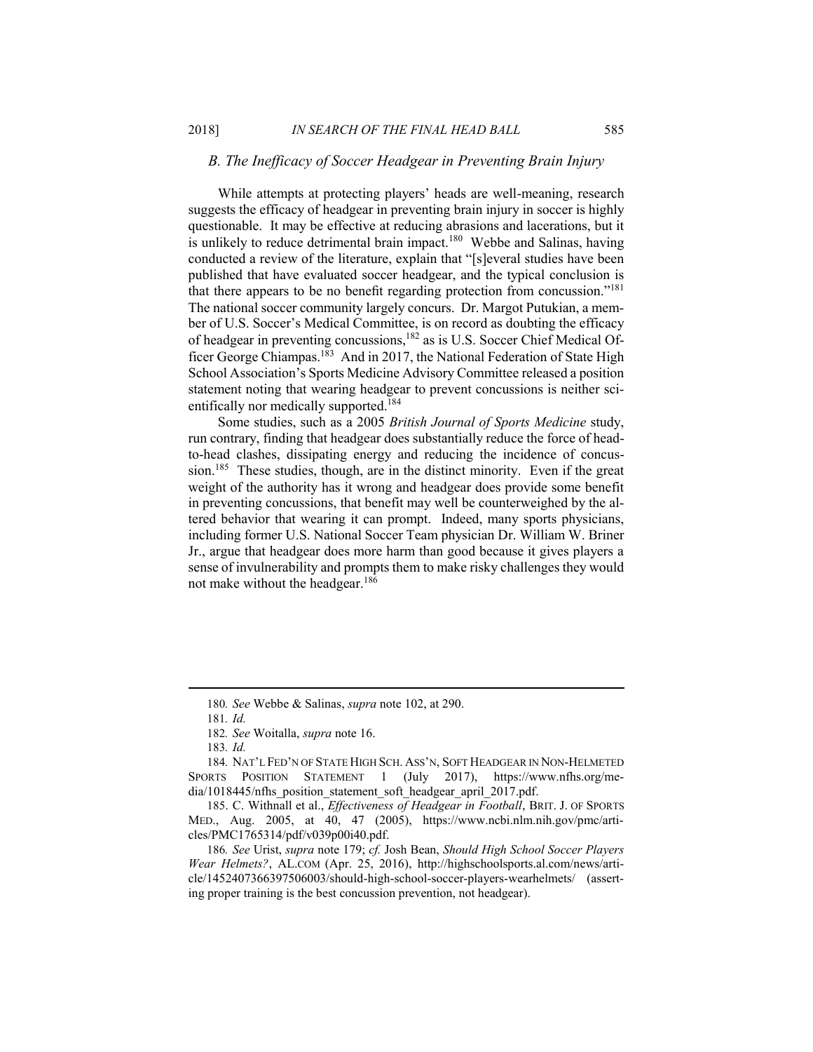### *B. The Inefficacy of Soccer Headgear in Preventing Brain Injury*

While attempts at protecting players' heads are well-meaning, research suggests the efficacy of headgear in preventing brain injury in soccer is highly questionable. It may be effective at reducing abrasions and lacerations, but it is unlikely to reduce detrimental brain impact.[180] Webbe and Salinas, having conducted a review of the literature, explain that "[s]everal studies have been published that have evaluated soccer headgear, and the typical conclusion is that there appears to be no benefit regarding protection from concussion."[181] The national soccer community largely concurs. Dr. Margot Putukian, a member of U.S. Soccer's Medical Committee, is on record as doubting the efficacy of headgear in preventing concussions,[182] as is U.S. Soccer Chief Medical Officer George Chiampas.[183] And in 2017, the National Federation of State High School Association's Sports Medicine Advisory Committee released a position statement noting that wearing headgear to prevent concussions is neither scientifically nor medically supported.[184]

Some studies, such as a 2005 *British Journal of Sports Medicine* study, run contrary, finding that headgear does substantially reduce the force of head-to-head clashes, dissipating energy and reducing the incidence of concussion.[185] These studies, though, are in the distinct minority. Even if the great weight of the authority has it wrong and headgear does provide some benefit in preventing concussions, that benefit may well be counterweighed by the altered behavior that wearing it can prompt. Indeed, many sports physicians, including former U.S. National Soccer Team physician Dr. William W. Briner Jr., argue that headgear does more harm than good because it gives players a sense of invulnerability and prompts them to make risky challenges they would not make without the headgear.[186]

---

180. *See* Webbe & Salinas, *supra* note 102, at 290.

181. *Id.*

182. *See* Woitalla, *supra* note 16.

183. *Id.*

184. NAT'L FED'N OF STATE HIGH SCH. ASS'N, SOFT HEADGEAR IN NON-HELMETED SPORTS POSITION STATEMENT 1 (July 2017), https://www.nfhs.org/media/1018445/nfhs_position_statement_soft_headgear_april_2017.pdf.

185. C. Withnall et al., *Effectiveness of Headgear in Football*, BRIT. J. OF SPORTS MED., Aug. 2005, at 40, 47 (2005), https://www.ncbi.nlm.nih.gov/pmc/articles/PMC1765314/pdf/v039p00i40.pdf.

186. *See* Urist, *supra* note 179; *cf.* Josh Bean, *Should High School Soccer Players Wear Helmets?*, AL.COM (Apr. 25, 2016), http://highschoolsports.al.com/news/article/1452407366397506003/should-high-school-soccer-players-wearhelmets/ (asserting proper training is the best concussion prevention, not headgear).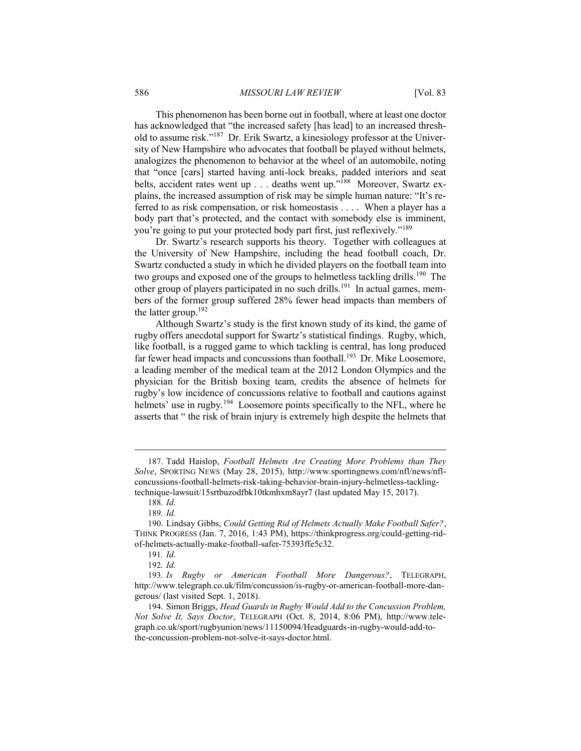This phenomenon has been borne out in football, where at least one doctor has acknowledged that "the increased safety [has lead] to an increased threshold to assume risk."[187] Dr. Erik Swartz, a kinesiology professor at the University of New Hampshire who advocates that football be played without helmets, analogizes the phenomenon to behavior at the wheel of an automobile, noting that "once [cars] started having anti-lock breaks, padded interiors and seat belts, accident rates went up . . . deaths went up."[188] Moreover, Swartz explains, the increased assumption of risk may be simple human nature: "It's referred to as risk compensation, or risk homeostasis . . . . When a player has a body part that's protected, and the contact with somebody else is imminent, you're going to put your protected body part first, just reflexively."[189]

Dr. Swartz's research supports his theory. Together with colleagues at the University of New Hampshire, including the head football coach, Dr. Swartz conducted a study in which he divided players on the football team into two groups and exposed one of the groups to helmetless tackling drills.[190] The other group of players participated in no such drills.[191] In actual games, members of the former group suffered 28% fewer head impacts than members of the latter group.[192]

Although Swartz's study is the first known study of its kind, the game of rugby offers anecdotal support for Swartz's statistical findings. Rugby, which, like football, is a rugged game to which tackling is central, has long produced far fewer head impacts and concussions than football.[193] Dr. Mike Loosemore, a leading member of the medical team at the 2012 London Olympics and the physician for the British boxing team, credits the absence of helmets for rugby's low incidence of concussions relative to football and cautions against helmets' use in rugby.[194] Loosemore points specifically to the NFL, where he asserts that " the risk of brain injury is extremely high despite the helmets that

---

187. Tadd Haislop, *Football Helmets Are Creating More Problems than They Solve*, SPORTING NEWS (May 28, 2015), http://www.sportingnews.com/nfl/news/nfl-concussions-football-helmets-risk-taking-behavior-brain-injury-helmetless-tackling-technique-lawsuit/15srtbuzodfbk10tkmhxm8ayr7 (last updated May 15, 2017).

188. *Id.*

189. *Id.*

190. Lindsay Gibbs, *Could Getting Rid of Helmets Actually Make Football Safer?*, THINK PROGRESS (Jan. 7, 2016, 1:43 PM), https://thinkprogress.org/could-getting-rid-of-helmets-actually-make-football-safer-75393ffe5c32.

191. *Id.*

192. *Id.*

193. *Is Rugby or American Football More Dangerous?*, TELEGRAPH, http://www.telegraph.co.uk/film/concussion/is-rugby-or-american-football-more-dangerous/ (last visited Sept. 1, 2018).

194. Simon Briggs, *Head Guards in Rugby Would Add to the Concussion Problem, Not Solve It, Says Doctor*, TELEGRAPH (Oct. 8, 2014, 8:06 PM), http://www.telegraph.co.uk/sport/rugbyunion/news/11150094/Headguards-in-rugby-would-add-to-the-concussion-problem-not-solve-it-says-doctor.html.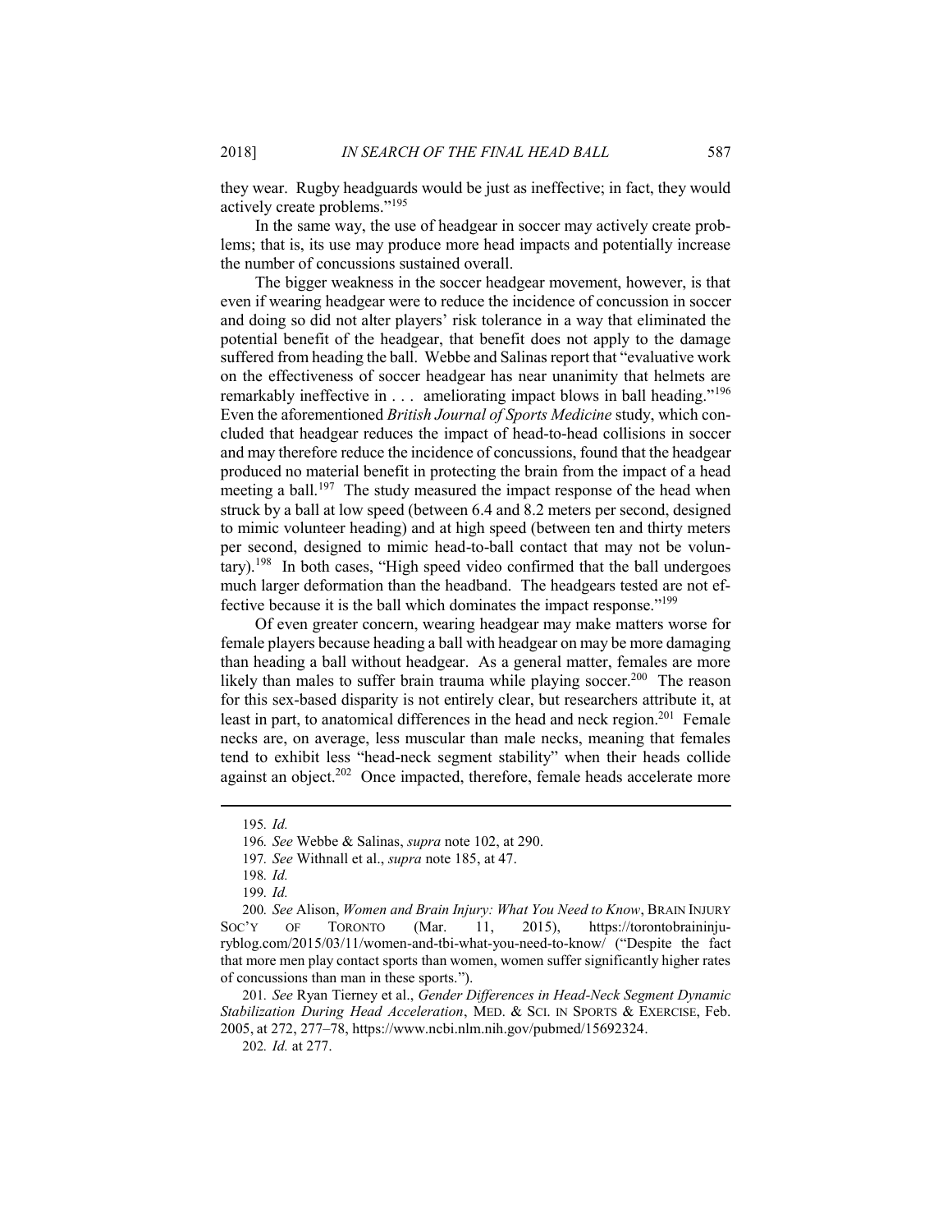they wear. Rugby headguards would be just as ineffective; in fact, they would actively create problems."[195]

In the same way, the use of headgear in soccer may actively create problems; that is, its use may produce more head impacts and potentially increase the number of concussions sustained overall.

The bigger weakness in the soccer headgear movement, however, is that even if wearing headgear were to reduce the incidence of concussion in soccer and doing so did not alter players' risk tolerance in a way that eliminated the potential benefit of the headgear, that benefit does not apply to the damage suffered from heading the ball. Webbe and Salinas report that "evaluative work on the effectiveness of soccer headgear has near unanimity that helmets are remarkably ineffective in . . . ameliorating impact blows in ball heading."[196] Even the aforementioned *British Journal of Sports Medicine* study, which concluded that headgear reduces the impact of head-to-head collisions in soccer and may therefore reduce the incidence of concussions, found that the headgear produced no material benefit in protecting the brain from the impact of a head meeting a ball.[197] The study measured the impact response of the head when struck by a ball at low speed (between 6.4 and 8.2 meters per second, designed to mimic volunteer heading) and at high speed (between ten and thirty meters per second, designed to mimic head-to-ball contact that may not be voluntary).[198] In both cases, "High speed video confirmed that the ball undergoes much larger deformation than the headband. The headgears tested are not effective because it is the ball which dominates the impact response."[199]

Of even greater concern, wearing headgear may make matters worse for female players because heading a ball with headgear on may be more damaging than heading a ball without headgear. As a general matter, females are more likely than males to suffer brain trauma while playing soccer.[200] The reason for this sex-based disparity is not entirely clear, but researchers attribute it, at least in part, to anatomical differences in the head and neck region.[201] Female necks are, on average, less muscular than male necks, meaning that females tend to exhibit less "head-neck segment stability" when their heads collide against an object.[202] Once impacted, therefore, female heads accelerate more

---

195. *Id.*

196. *See* Webbe & Salinas, *supra* note 102, at 290.

197. *See* Withnall et al., *supra* note 185, at 47.

198. *Id.*

199. *Id.*

200. *See* Alison, *Women and Brain Injury: What You Need to Know*, BRAIN INJURY SOC'Y OF TORONTO (Mar. 11, 2015), https://torontobraininjuryblog.com/2015/03/11/women-and-tbi-what-you-need-to-know/ ("Despite the fact that more men play contact sports than women, women suffer significantly higher rates of concussions than man in these sports.").

201. *See* Ryan Tierney et al., *Gender Differences in Head-Neck Segment Dynamic Stabilization During Head Acceleration*, MED. & SCI. IN SPORTS & EXERCISE, Feb. 2005, at 272, 277–78, https://www.ncbi.nlm.nih.gov/pubmed/15692324.

202. *Id.* at 277.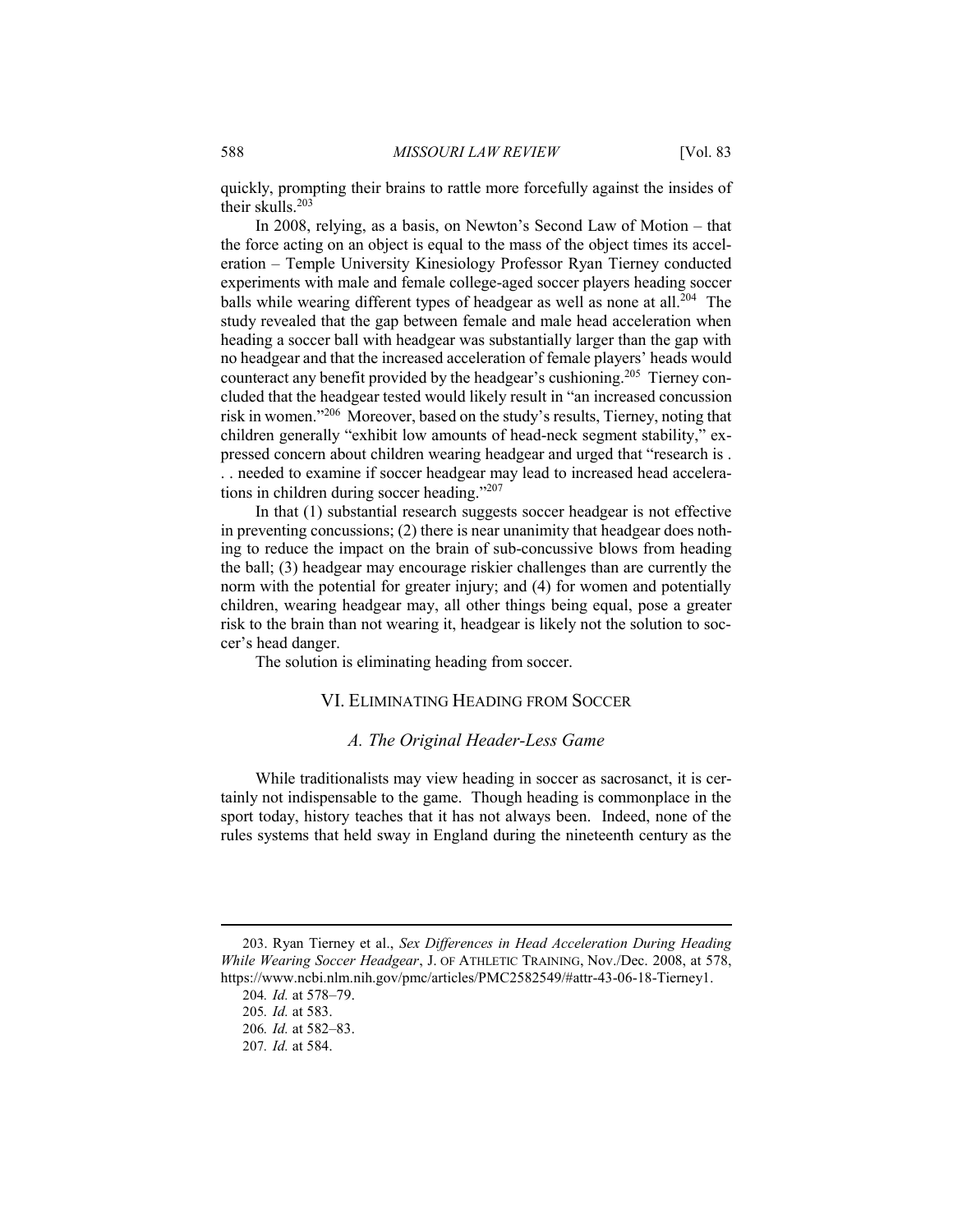quickly, prompting their brains to rattle more forcefully against the insides of their skulls.[203]

In 2008, relying, as a basis, on Newton's Second Law of Motion – that the force acting on an object is equal to the mass of the object times its acceleration – Temple University Kinesiology Professor Ryan Tierney conducted experiments with male and female college-aged soccer players heading soccer balls while wearing different types of headgear as well as none at all.[204] The study revealed that the gap between female and male head acceleration when heading a soccer ball with headgear was substantially larger than the gap with no headgear and that the increased acceleration of female players' heads would counteract any benefit provided by the headgear's cushioning.[205] Tierney concluded that the headgear tested would likely result in "an increased concussion risk in women."[206] Moreover, based on the study's results, Tierney, noting that children generally "exhibit low amounts of head-neck segment stability," expressed concern about children wearing headgear and urged that "research is . . . needed to examine if soccer headgear may lead to increased head accelerations in children during soccer heading."[207]

In that (1) substantial research suggests soccer headgear is not effective in preventing concussions; (2) there is near unanimity that headgear does nothing to reduce the impact on the brain of sub-concussive blows from heading the ball; (3) headgear may encourage riskier challenges than are currently the norm with the potential for greater injury; and (4) for women and potentially children, wearing headgear may, all other things being equal, pose a greater risk to the brain than not wearing it, headgear is likely not the solution to soccer's head danger.

The solution is eliminating heading from soccer.

## VI. Eliminating Heading from Soccer

### *A. The Original Header-Less Game*

While traditionalists may view heading in soccer as sacrosanct, it is certainly not indispensable to the game. Though heading is commonplace in the sport today, history teaches that it has not always been. Indeed, none of the rules systems that held sway in England during the nineteenth century as the

---

203. Ryan Tierney et al., *Sex Differences in Head Acceleration During Heading While Wearing Soccer Headgear*, J. of Athletic Training, Nov./Dec. 2008, at 578, https://www.ncbi.nlm.nih.gov/pmc/articles/PMC2582549/#attr-43-06-18-Tierney1.

204. *Id.* at 578–79.

205. *Id.* at 583.

206. *Id.* at 582–83.

207. *Id.* at 584.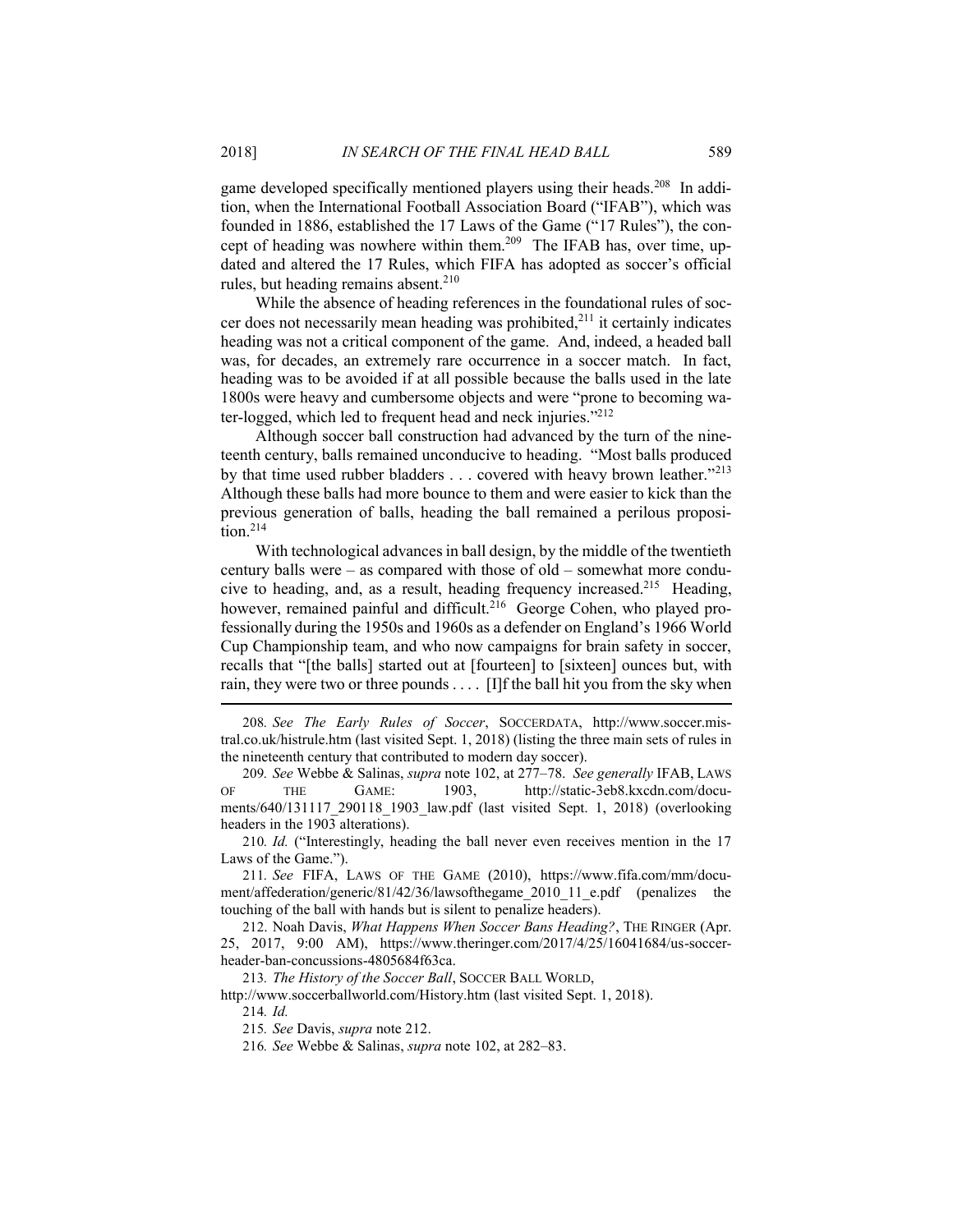game developed specifically mentioned players using their heads.[208] In addition, when the International Football Association Board ("IFAB"), which was founded in 1886, established the 17 Laws of the Game ("17 Rules"), the concept of heading was nowhere within them.[209] The IFAB has, over time, updated and altered the 17 Rules, which FIFA has adopted as soccer's official rules, but heading remains absent.[210]

While the absence of heading references in the foundational rules of soccer does not necessarily mean heading was prohibited,[211] it certainly indicates heading was not a critical component of the game. And, indeed, a headed ball was, for decades, an extremely rare occurrence in a soccer match. In fact, heading was to be avoided if at all possible because the balls used in the late 1800s were heavy and cumbersome objects and were "prone to becoming water-logged, which led to frequent head and neck injuries."[212]

Although soccer ball construction had advanced by the turn of the nineteenth century, balls remained unconducive to heading. "Most balls produced by that time used rubber bladders . . . covered with heavy brown leather."[213] Although these balls had more bounce to them and were easier to kick than the previous generation of balls, heading the ball remained a perilous proposition.[214]

With technological advances in ball design, by the middle of the twentieth century balls were – as compared with those of old – somewhat more conducive to heading, and, as a result, heading frequency increased.[215] Heading, however, remained painful and difficult.[216] George Cohen, who played professionally during the 1950s and 1960s as a defender on England's 1966 World Cup Championship team, and who now campaigns for brain safety in soccer, recalls that "[the balls] started out at [fourteen] to [sixteen] ounces but, with rain, they were two or three pounds . . . . [I]f the ball hit you from the sky when

---

208. *See The Early Rules of Soccer*, SOCCERDATA, http://www.soccer.mistral.co.uk/histrule.htm (last visited Sept. 1, 2018) (listing the three main sets of rules in the nineteenth century that contributed to modern day soccer).

209. *See* Webbe & Salinas, *supra* note 102, at 277–78. *See generally* IFAB, LAWS OF THE GAME: 1903, http://static-3eb8.kxcdn.com/documents/640/131117_290118_1903_law.pdf (last visited Sept. 1, 2018) (overlooking headers in the 1903 alterations).

210. *Id.* ("Interestingly, heading the ball never even receives mention in the 17 Laws of the Game.").

211. *See* FIFA, LAWS OF THE GAME (2010), https://www.fifa.com/mm/document/affederation/generic/81/42/36/lawsofthegame_2010_11_e.pdf (penalizes the touching of the ball with hands but is silent to penalize headers).

212. Noah Davis, *What Happens When Soccer Bans Heading?*, THE RINGER (Apr. 25, 2017, 9:00 AM), https://www.theringer.com/2017/4/25/16041684/us-soccer-header-ban-concussions-4805684f63ca.

213. *The History of the Soccer Ball*, SOCCER BALL WORLD, http://www.soccerballworld.com/History.htm (last visited Sept. 1, 2018).

214. *Id.*

215. *See* Davis, *supra* note 212.

216. *See* Webbe & Salinas, *supra* note 102, at 282–83.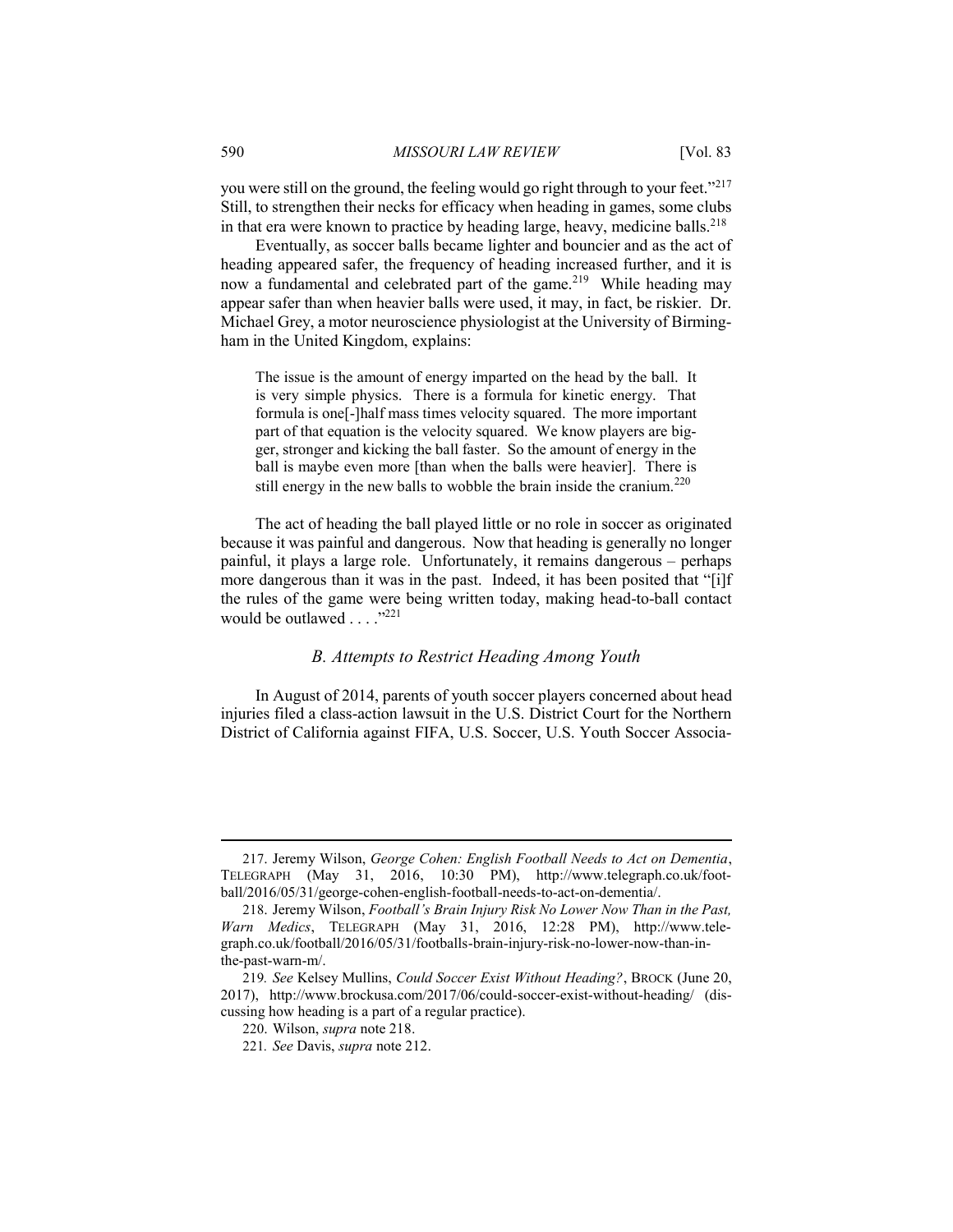you were still on the ground, the feeling would go right through to your feet."[217] Still, to strengthen their necks for efficacy when heading in games, some clubs in that era were known to practice by heading large, heavy, medicine balls.[218]

Eventually, as soccer balls became lighter and bouncier and as the act of heading appeared safer, the frequency of heading increased further, and it is now a fundamental and celebrated part of the game.[219] While heading may appear safer than when heavier balls were used, it may, in fact, be riskier. Dr. Michael Grey, a motor neuroscience physiologist at the University of Birmingham in the United Kingdom, explains:

> The issue is the amount of energy imparted on the head by the ball. It is very simple physics. There is a formula for kinetic energy. That formula is one[-]half mass times velocity squared. The more important part of that equation is the velocity squared. We know players are bigger, stronger and kicking the ball faster. So the amount of energy in the ball is maybe even more [than when the balls were heavier]. There is still energy in the new balls to wobble the brain inside the cranium.[220]

The act of heading the ball played little or no role in soccer as originated because it was painful and dangerous. Now that heading is generally no longer painful, it plays a large role. Unfortunately, it remains dangerous – perhaps more dangerous than it was in the past. Indeed, it has been posited that "[i]f the rules of the game were being written today, making head-to-ball contact would be outlawed . . . ."[221]

### *B. Attempts to Restrict Heading Among Youth*

In August of 2014, parents of youth soccer players concerned about head injuries filed a class-action lawsuit in the U.S. District Court for the Northern District of California against FIFA, U.S. Soccer, U.S. Youth Soccer Associa-

---

217. Jeremy Wilson, *George Cohen: English Football Needs to Act on Dementia*, TELEGRAPH (May 31, 2016, 10:30 PM), http://www.telegraph.co.uk/football/2016/05/31/george-cohen-english-football-needs-to-act-on-dementia/.

218. Jeremy Wilson, *Football's Brain Injury Risk No Lower Now Than in the Past, Warn Medics*, TELEGRAPH (May 31, 2016, 12:28 PM), http://www.telegraph.co.uk/football/2016/05/31/footballs-brain-injury-risk-no-lower-now-than-in-the-past-warn-m/.

219. *See* Kelsey Mullins, *Could Soccer Exist Without Heading?*, BROCK (June 20, 2017), http://www.brockusa.com/2017/06/could-soccer-exist-without-heading/ (discussing how heading is a part of a regular practice).

220. Wilson, *supra* note 218.

221. *See* Davis, *supra* note 212.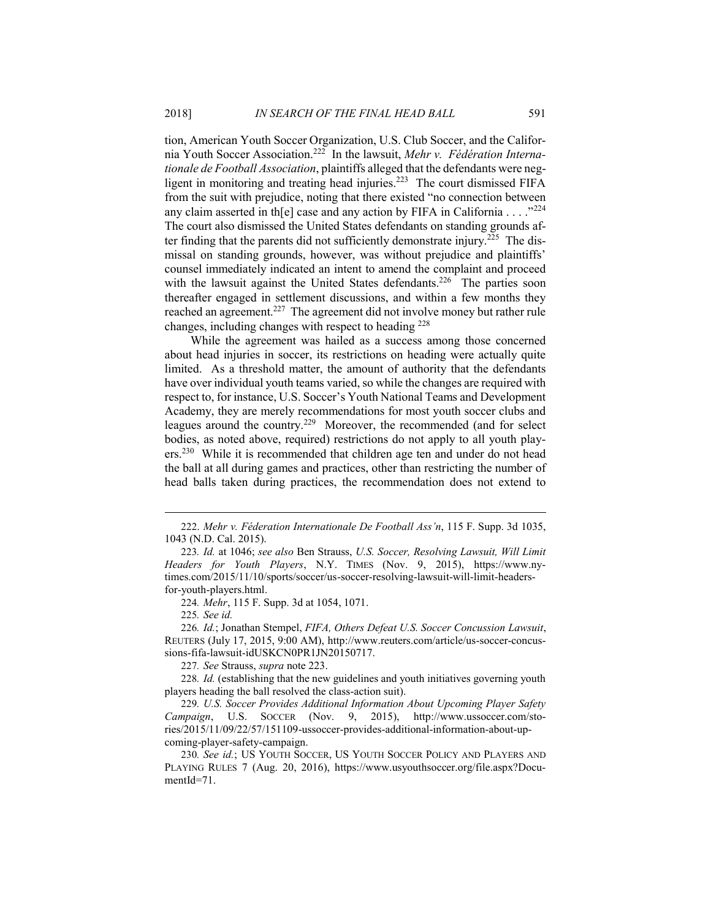tion, American Youth Soccer Organization, U.S. Club Soccer, and the California Youth Soccer Association.[222] In the lawsuit, *Mehr v. Fédération Internationale de Football Association*, plaintiffs alleged that the defendants were negligent in monitoring and treating head injuries.[223] The court dismissed FIFA from the suit with prejudice, noting that there existed "no connection between any claim asserted in th[e] case and any action by FIFA in California . . . ."[224] The court also dismissed the United States defendants on standing grounds after finding that the parents did not sufficiently demonstrate injury.[225] The dismissal on standing grounds, however, was without prejudice and plaintiffs' counsel immediately indicated an intent to amend the complaint and proceed with the lawsuit against the United States defendants.[226] The parties soon thereafter engaged in settlement discussions, and within a few months they reached an agreement.[227] The agreement did not involve money but rather rule changes, including changes with respect to heading [228]

While the agreement was hailed as a success among those concerned about head injuries in soccer, its restrictions on heading were actually quite limited. As a threshold matter, the amount of authority that the defendants have over individual youth teams varied, so while the changes are required with respect to, for instance, U.S. Soccer's Youth National Teams and Development Academy, they are merely recommendations for most youth soccer clubs and leagues around the country.[229] Moreover, the recommended (and for select bodies, as noted above, required) restrictions do not apply to all youth players.[230] While it is recommended that children age ten and under do not head the ball at all during games and practices, other than restricting the number of head balls taken during practices, the recommendation does not extend to

---

222. *Mehr v. Féderation Internationale De Football Ass'n*, 115 F. Supp. 3d 1035, 1043 (N.D. Cal. 2015).

223. *Id.* at 1046; *see also* Ben Strauss, *U.S. Soccer, Resolving Lawsuit, Will Limit Headers for Youth Players*, N.Y. TIMES (Nov. 9, 2015), https://www.nytimes.com/2015/11/10/sports/soccer/us-soccer-resolving-lawsuit-will-limit-headers-for-youth-players.html.

224. *Mehr*, 115 F. Supp. 3d at 1054, 1071.

225. *See id.*

226. *Id.*; Jonathan Stempel, *FIFA, Others Defeat U.S. Soccer Concussion Lawsuit*, REUTERS (July 17, 2015, 9:00 AM), http://www.reuters.com/article/us-soccer-concussions-fifa-lawsuit-idUSKCN0PR1JN20150717.

227. *See* Strauss, *supra* note 223.

228. *Id.* (establishing that the new guidelines and youth initiatives governing youth players heading the ball resolved the class-action suit).

229. *U.S. Soccer Provides Additional Information About Upcoming Player Safety Campaign*, U.S. SOCCER (Nov. 9, 2015), http://www.ussoccer.com/stories/2015/11/09/22/57/151109-ussoccer-provides-additional-information-about-upcoming-player-safety-campaign.

230. *See id.*; US YOUTH SOCCER, US YOUTH SOCCER POLICY AND PLAYERS AND PLAYING RULES 7 (Aug. 20, 2016), https://www.usyouthsoccer.org/file.aspx?DocumentId=71.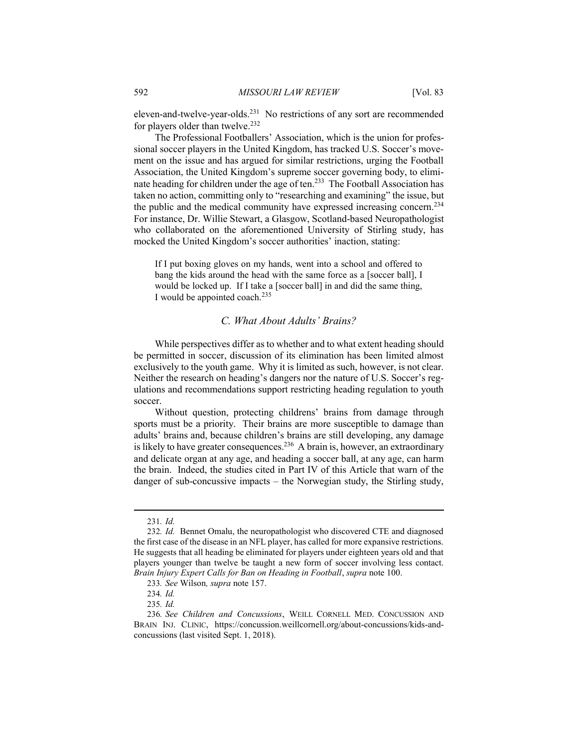eleven-and-twelve-year-olds.[231] No restrictions of any sort are recommended for players older than twelve.[232]

The Professional Footballers' Association, which is the union for professional soccer players in the United Kingdom, has tracked U.S. Soccer's movement on the issue and has argued for similar restrictions, urging the Football Association, the United Kingdom's supreme soccer governing body, to eliminate heading for children under the age of ten.[233] The Football Association has taken no action, committing only to "researching and examining" the issue, but the public and the medical community have expressed increasing concern.[234] For instance, Dr. Willie Stewart, a Glasgow, Scotland-based Neuropathologist who collaborated on the aforementioned University of Stirling study, has mocked the United Kingdom's soccer authorities' inaction, stating:

> If I put boxing gloves on my hands, went into a school and offered to bang the kids around the head with the same force as a [soccer ball], I would be locked up. If I take a [soccer ball] in and did the same thing, I would be appointed coach.[235]

### *C. What About Adults' Brains?*

While perspectives differ as to whether and to what extent heading should be permitted in soccer, discussion of its elimination has been limited almost exclusively to the youth game. Why it is limited as such, however, is not clear. Neither the research on heading's dangers nor the nature of U.S. Soccer's regulations and recommendations support restricting heading regulation to youth soccer.

Without question, protecting childrens' brains from damage through sports must be a priority. Their brains are more susceptible to damage than adults' brains and, because children's brains are still developing, any damage is likely to have greater consequences.[236] A brain is, however, an extraordinary and delicate organ at any age, and heading a soccer ball, at any age, can harm the brain. Indeed, the studies cited in Part IV of this Article that warn of the danger of sub-concussive impacts – the Norwegian study, the Stirling study,

---

231. *Id.*

232. *Id.* Bennet Omalu, the neuropathologist who discovered CTE and diagnosed the first case of the disease in an NFL player, has called for more expansive restrictions. He suggests that all heading be eliminated for players under eighteen years old and that players younger than twelve be taught a new form of soccer involving less contact. *Brain Injury Expert Calls for Ban on Heading in Football*, *supra* note 100.

233. *See* Wilson*, supra* note 157.

234. *Id.*

235. *Id.*

236. *See Children and Concussions*, WEILL CORNELL MED. CONCUSSION AND BRAIN INJ. CLINIC, https://concussion.weillcornell.org/about-concussions/kids-and-concussions (last visited Sept. 1, 2018).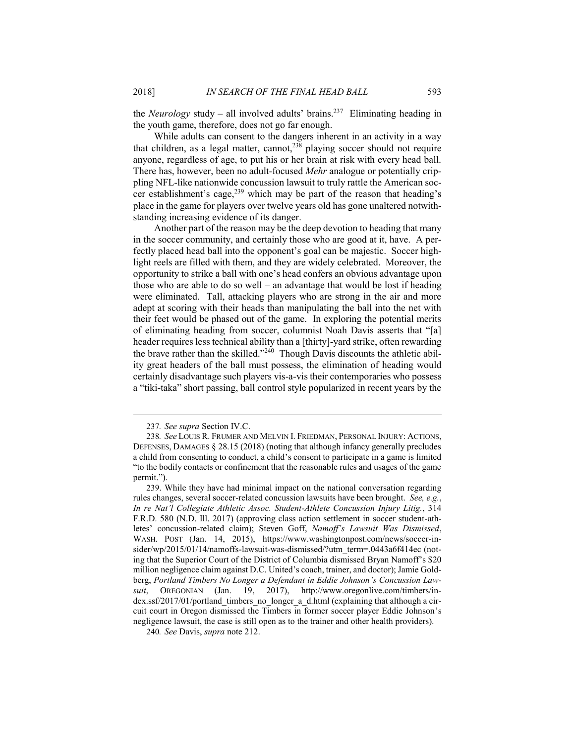the *Neurology* study – all involved adults' brains.[237] Eliminating heading in the youth game, therefore, does not go far enough.

While adults can consent to the dangers inherent in an activity in a way that children, as a legal matter, cannot,[238] playing soccer should not require anyone, regardless of age, to put his or her brain at risk with every head ball. There has, however, been no adult-focused *Mehr* analogue or potentially crippling NFL-like nationwide concussion lawsuit to truly rattle the American soccer establishment's cage,[239] which may be part of the reason that heading's place in the game for players over twelve years old has gone unaltered notwithstanding increasing evidence of its danger.

Another part of the reason may be the deep devotion to heading that many in the soccer community, and certainly those who are good at it, have. A perfectly placed head ball into the opponent's goal can be majestic. Soccer highlight reels are filled with them, and they are widely celebrated. Moreover, the opportunity to strike a ball with one's head confers an obvious advantage upon those who are able to do so well – an advantage that would be lost if heading were eliminated. Tall, attacking players who are strong in the air and more adept at scoring with their heads than manipulating the ball into the net with their feet would be phased out of the game. In exploring the potential merits of eliminating heading from soccer, columnist Noah Davis asserts that "[a] header requires less technical ability than a [thirty]-yard strike, often rewarding the brave rather than the skilled."[240] Though Davis discounts the athletic ability great headers of the ball must possess, the elimination of heading would certainly disadvantage such players vis-a-vis their contemporaries who possess a "tiki-taka" short passing, ball control style popularized in recent years by the

---

237. *See supra* Section IV.C.

238. *See* LOUIS R. FRUMER AND MELVIN I. FRIEDMAN, PERSONAL INJURY: ACTIONS, DEFENSES, DAMAGES § 28.15 (2018) (noting that although infancy generally precludes a child from consenting to conduct, a child's consent to participate in a game is limited "to the bodily contacts or confinement that the reasonable rules and usages of the game permit.").

239. While they have had minimal impact on the national conversation regarding rules changes, several soccer-related concussion lawsuits have been brought. *See, e.g.*, *In re Nat'l Collegiate Athletic Assoc. Student-Athlete Concussion Injury Litig.*, 314 F.R.D. 580 (N.D. Ill. 2017) (approving class action settlement in soccer student-athletes' concussion-related claim); Steven Goff, *Namoff's Lawsuit Was Dismissed*, WASH. POST (Jan. 14, 2015), https://www.washingtonpost.com/news/soccer-insider/wp/2015/01/14/namoffs-lawsuit-was-dismissed/?utm_term=.0443a6f414ec (noting that the Superior Court of the District of Columbia dismissed Bryan Namoff's $20 million negligence claim against D.C. United's coach, trainer, and doctor); Jamie Goldberg, *Portland Timbers No Longer a Defendant in Eddie Johnson's Concussion Lawsuit*, OREGONIAN (Jan. 19, 2017), http://www.oregonlive.com/timbers/index.ssf/2017/01/portland_timbers_no_longer_a_d.html (explaining that although a circuit court in Oregon dismissed the Timbers in former soccer player Eddie Johnson's negligence lawsuit, the case is still open as to the trainer and other health providers).

240. *See* Davis, *supra* note 212.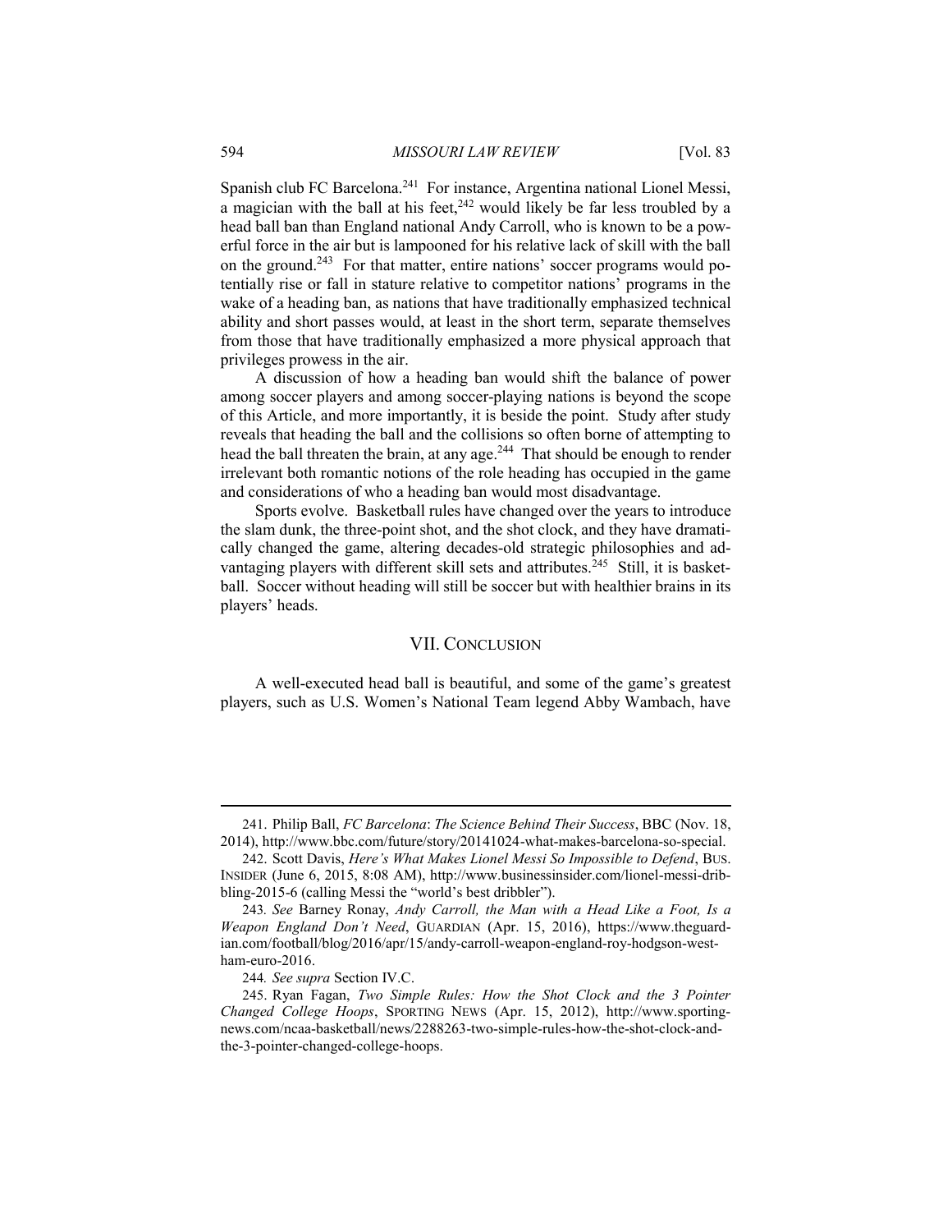Spanish club FC Barcelona.[241] For instance, Argentina national Lionel Messi, a magician with the ball at his feet,[242] would likely be far less troubled by a head ball ban than England national Andy Carroll, who is known to be a powerful force in the air but is lampooned for his relative lack of skill with the ball on the ground.[243] For that matter, entire nations' soccer programs would potentially rise or fall in stature relative to competitor nations' programs in the wake of a heading ban, as nations that have traditionally emphasized technical ability and short passes would, at least in the short term, separate themselves from those that have traditionally emphasized a more physical approach that privileges prowess in the air.

A discussion of how a heading ban would shift the balance of power among soccer players and among soccer-playing nations is beyond the scope of this Article, and more importantly, it is beside the point. Study after study reveals that heading the ball and the collisions so often borne of attempting to head the ball threaten the brain, at any age.[244] That should be enough to render irrelevant both romantic notions of the role heading has occupied in the game and considerations of who a heading ban would most disadvantage.

Sports evolve. Basketball rules have changed over the years to introduce the slam dunk, the three-point shot, and the shot clock, and they have dramatically changed the game, altering decades-old strategic philosophies and advantaging players with different skill sets and attributes.[245] Still, it is basketball. Soccer without heading will still be soccer but with healthier brains in its players' heads.

## VII. Conclusion

A well-executed head ball is beautiful, and some of the game's greatest players, such as U.S. Women's National Team legend Abby Wambach, have

---

241. Philip Ball, *FC Barcelona*: *The Science Behind Their Success*, BBC (Nov. 18, 2014), http://www.bbc.com/future/story/20141024-what-makes-barcelona-so-special.

242. Scott Davis, *Here's What Makes Lionel Messi So Impossible to Defend*, Bus. Insider (June 6, 2015, 8:08 AM), http://www.businessinsider.com/lionel-messi-dribbling-2015-6 (calling Messi the "world's best dribbler").

243. *See* Barney Ronay, *Andy Carroll, the Man with a Head Like a Foot, Is a Weapon England Don't Need*, Guardian (Apr. 15, 2016), https://www.theguardian.com/football/blog/2016/apr/15/andy-carroll-weapon-england-roy-hodgson-west-ham-euro-2016.

244. *See supra* Section IV.C.

245. Ryan Fagan, *Two Simple Rules: How the Shot Clock and the 3 Pointer Changed College Hoops*, Sporting News (Apr. 15, 2012), http://www.sportingnews.com/ncaa-basketball/news/2288263-two-simple-rules-how-the-shot-clock-and-the-3-pointer-changed-college-hoops.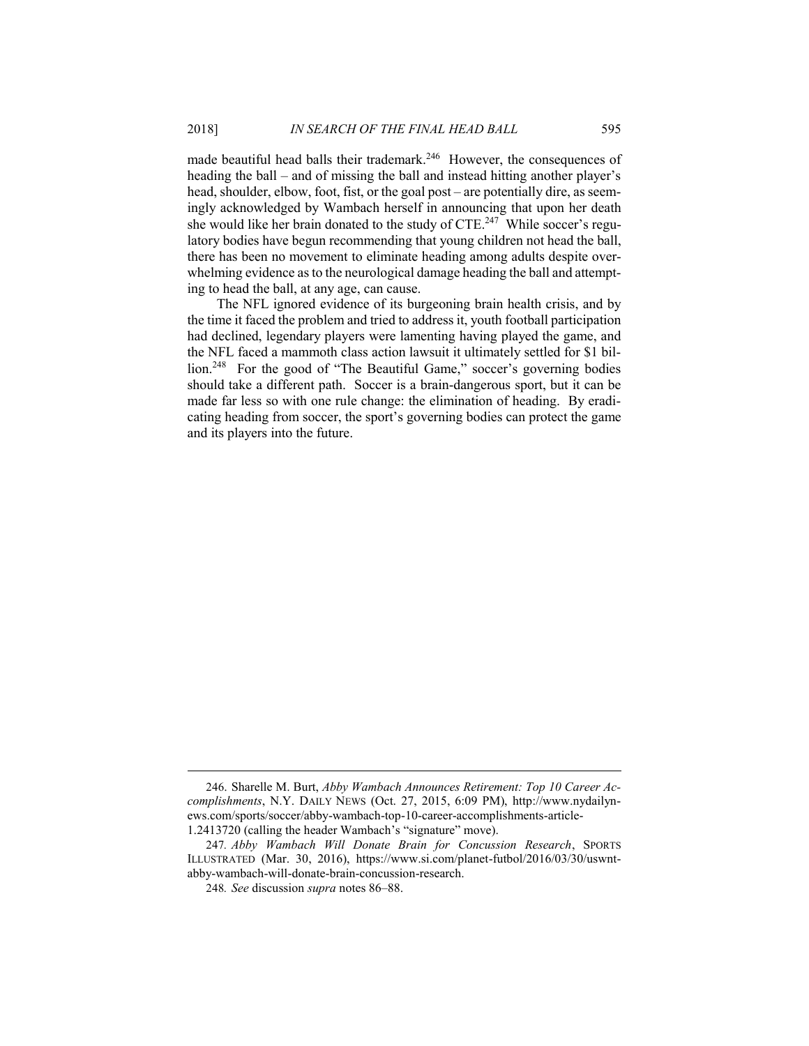made beautiful head balls their trademark.[246] However, the consequences of heading the ball – and of missing the ball and instead hitting another player's head, shoulder, elbow, foot, fist, or the goal post – are potentially dire, as seemingly acknowledged by Wambach herself in announcing that upon her death she would like her brain donated to the study of CTE.[247] While soccer's regulatory bodies have begun recommending that young children not head the ball, there has been no movement to eliminate heading among adults despite overwhelming evidence as to the neurological damage heading the ball and attempting to head the ball, at any age, can cause.

The NFL ignored evidence of its burgeoning brain health crisis, and by the time it faced the problem and tried to address it, youth football participation had declined, legendary players were lamenting having played the game, and the NFL faced a mammoth class action lawsuit it ultimately settled for $1 billion.[248] For the good of "The Beautiful Game," soccer's governing bodies should take a different path. Soccer is a brain-dangerous sport, but it can be made far less so with one rule change: the elimination of heading. By eradicating heading from soccer, the sport's governing bodies can protect the game and its players into the future.

---

246. Sharelle M. Burt, *Abby Wambach Announces Retirement: Top 10 Career Accomplishments*, N.Y. DAILY NEWS (Oct. 27, 2015, 6:09 PM), http://www.nydailynews.com/sports/soccer/abby-wambach-top-10-career-accomplishments-article-1.2413720 (calling the header Wambach's "signature" move).

247. *Abby Wambach Will Donate Brain for Concussion Research*, SPORTS ILLUSTRATED (Mar. 30, 2016), https://www.si.com/planet-futbol/2016/03/30/uswnt-abby-wambach-will-donate-brain-concussion-research.

248. *See* discussion *supra* notes 86–88.